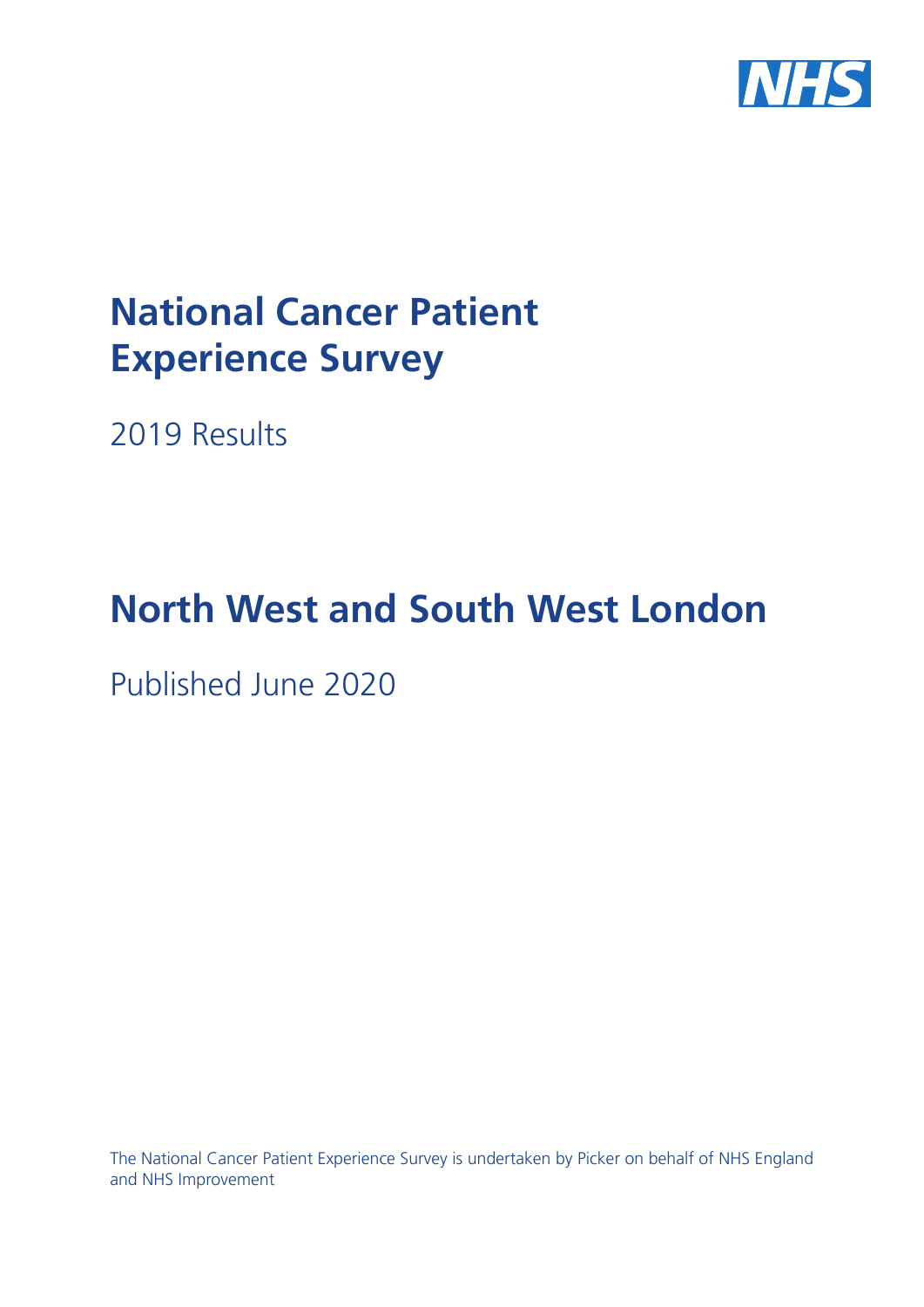NHS

# National Cancer Patient Experience Survey

2019 Results

# North West and South West London

Published June 2020

The National Cancer Patient Experience Survey is undertaken by Picker on behalf of NHS England and NHS Improvement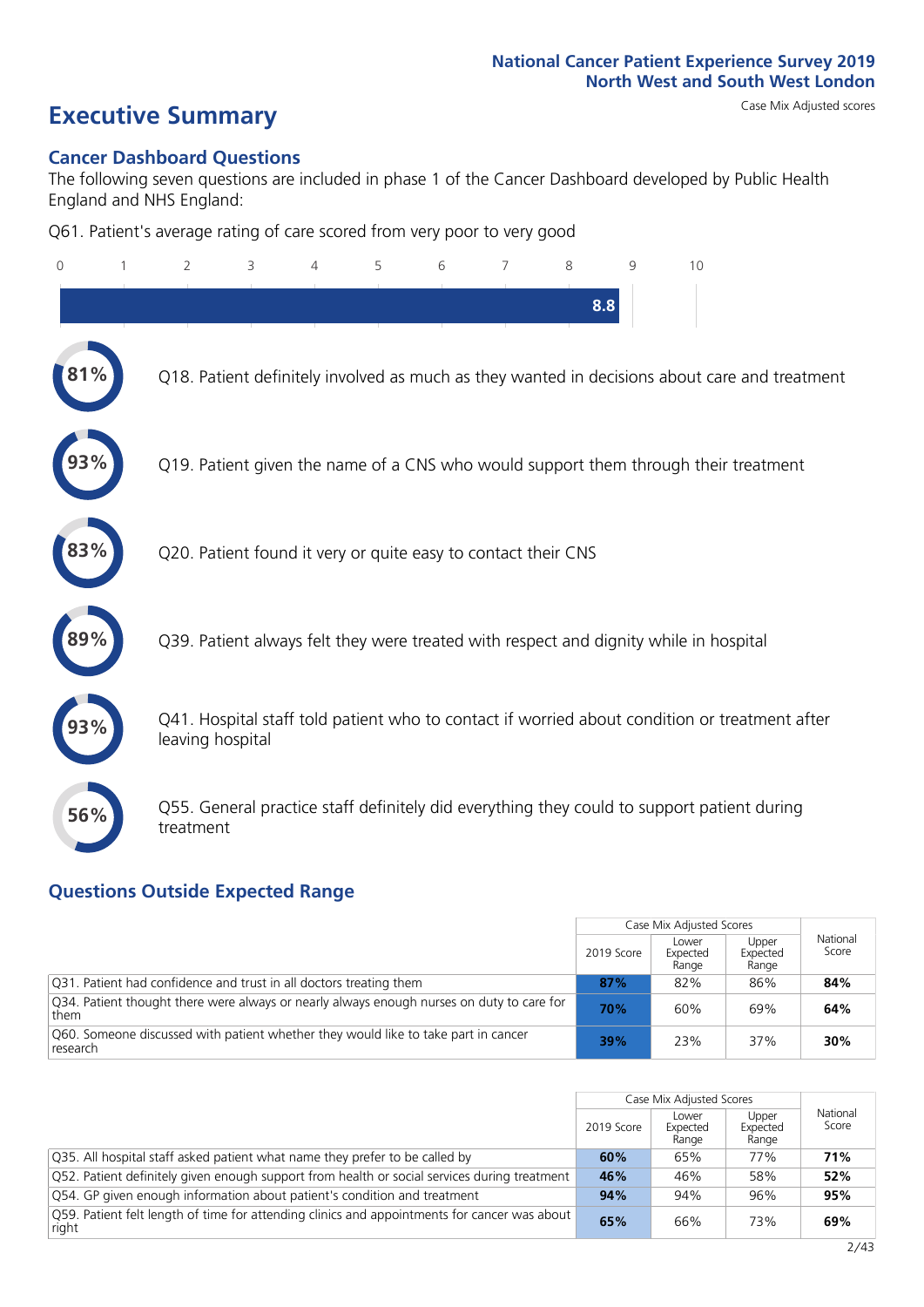# Executive Summary

Case Mix Adjusted scores

## Cancer Dashboard Questions

The following seven questions are included in phase 1 of the Cancer Dashboard developed by Public Health England and NHS England:

Q61. Patient's average rating of care scored from very poor to very good

**8.8**

- **81%** Q18. Patient definitely involved as much as they wanted in decisions about care and treatment
- **93%** Q19. Patient given the name of a CNS who would support them through their treatment
- **83%** Q20. Patient found it very or quite easy to contact their CNS
- **89%** Q39. Patient always felt they were treated with respect and dignity while in hospital
- **93%** Q41. Hospital staff told patient who to contact if worried about condition or treatment after leaving hospital
- **56%** Q55. General practice staff definitely did everything they could to support patient during treatment

## Questions Outside Expected Range

| | Case Mix Adjusted Scores | | | National Score |
|---|---|---|---|---|
| | 2019 Score | Lower Expected Range | Upper Expected Range | |
| Q31. Patient had confidence and trust in all doctors treating them | **87%** | 82% | 86% | **84%** |
| Q34. Patient thought there were always or nearly always enough nurses on duty to care for them | **70%** | 60% | 69% | **64%** |
| Q60. Someone discussed with patient whether they would like to take part in cancer research | **39%** | 23% | 37% | **30%** |

| | Case Mix Adjusted Scores | | | National Score |
|---|---|---|---|---|
| | 2019 Score | Lower Expected Range | Upper Expected Range | |
| Q35. All hospital staff asked patient what name they prefer to be called by | **60%** | 65% | 77% | **71%** |
| Q52. Patient definitely given enough support from health or social services during treatment | **46%** | 46% | 58% | **52%** |
| Q54. GP given enough information about patient's condition and treatment | **94%** | 94% | 96% | **95%** |
| Q59. Patient felt length of time for attending clinics and appointments for cancer was about right | **65%** | 66% | 73% | **69%** |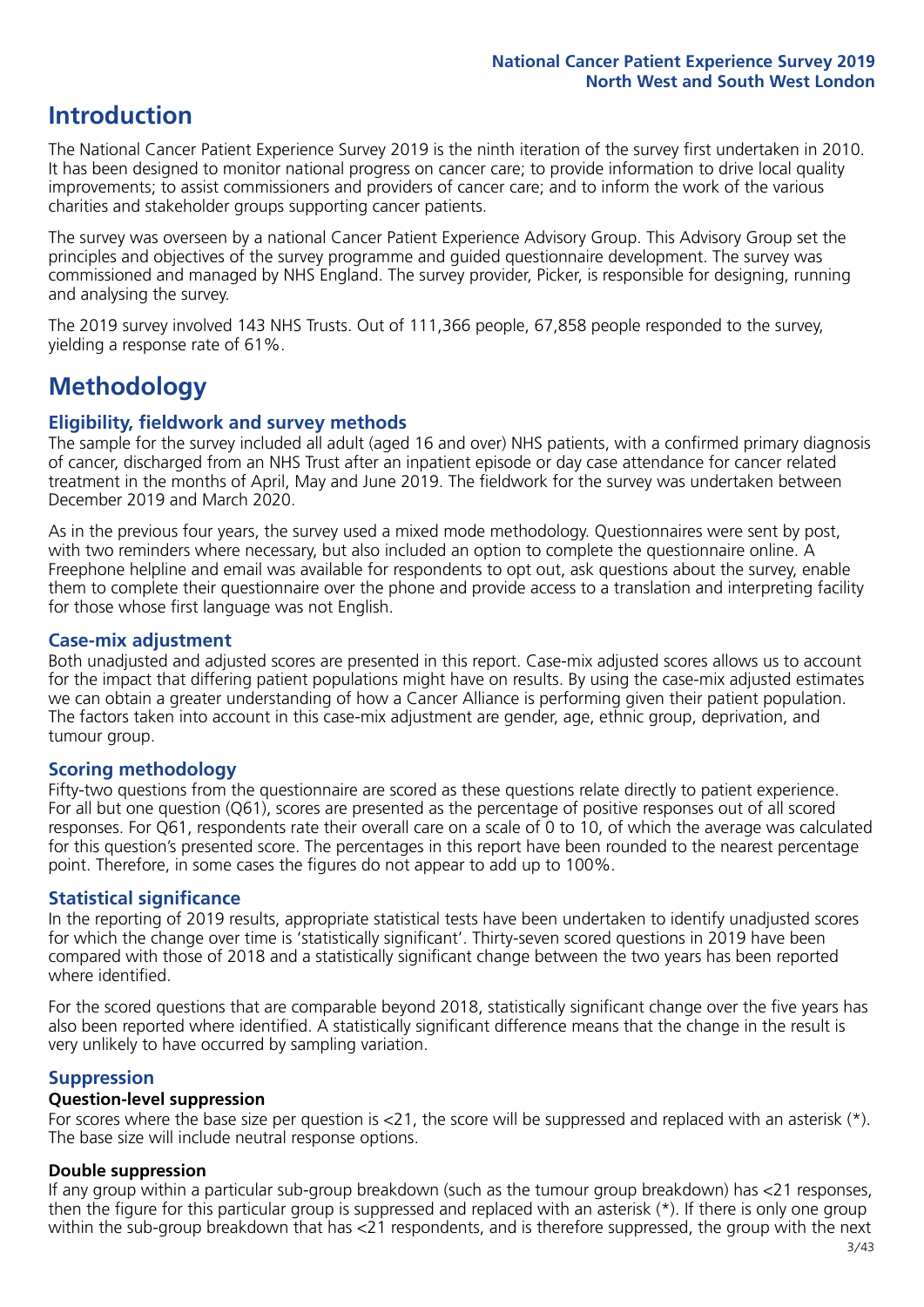# Introduction

The National Cancer Patient Experience Survey 2019 is the ninth iteration of the survey first undertaken in 2010. It has been designed to monitor national progress on cancer care; to provide information to drive local quality improvements; to assist commissioners and providers of cancer care; and to inform the work of the various charities and stakeholder groups supporting cancer patients.

The survey was overseen by a national Cancer Patient Experience Advisory Group. This Advisory Group set the principles and objectives of the survey programme and guided questionnaire development. The survey was commissioned and managed by NHS England. The survey provider, Picker, is responsible for designing, running and analysing the survey.

The 2019 survey involved 143 NHS Trusts. Out of 111,366 people, 67,858 people responded to the survey, yielding a response rate of 61%.

# Methodology

## Eligibility, fieldwork and survey methods

The sample for the survey included all adult (aged 16 and over) NHS patients, with a confirmed primary diagnosis of cancer, discharged from an NHS Trust after an inpatient episode or day case attendance for cancer related treatment in the months of April, May and June 2019. The fieldwork for the survey was undertaken between December 2019 and March 2020.

As in the previous four years, the survey used a mixed mode methodology. Questionnaires were sent by post, with two reminders where necessary, but also included an option to complete the questionnaire online. A Freephone helpline and email was available for respondents to opt out, ask questions about the survey, enable them to complete their questionnaire over the phone and provide access to a translation and interpreting facility for those whose first language was not English.

## Case-mix adjustment

Both unadjusted and adjusted scores are presented in this report. Case-mix adjusted scores allows us to account for the impact that differing patient populations might have on results. By using the case-mix adjusted estimates we can obtain a greater understanding of how a Cancer Alliance is performing given their patient population. The factors taken into account in this case-mix adjustment are gender, age, ethnic group, deprivation, and tumour group.

## Scoring methodology

Fifty-two questions from the questionnaire are scored as these questions relate directly to patient experience. For all but one question (Q61), scores are presented as the percentage of positive responses out of all scored responses. For Q61, respondents rate their overall care on a scale of 0 to 10, of which the average was calculated for this question's presented score. The percentages in this report have been rounded to the nearest percentage point. Therefore, in some cases the figures do not appear to add up to 100%.

## Statistical significance

In the reporting of 2019 results, appropriate statistical tests have been undertaken to identify unadjusted scores for which the change over time is 'statistically significant'. Thirty-seven scored questions in 2019 have been compared with those of 2018 and a statistically significant change between the two years has been reported where identified.

For the scored questions that are comparable beyond 2018, statistically significant change over the five years has also been reported where identified. A statistically significant difference means that the change in the result is very unlikely to have occurred by sampling variation.

## Suppression

### Question-level suppression

For scores where the base size per question is <21, the score will be suppressed and replaced with an asterisk (*). The base size will include neutral response options.

### Double suppression

If any group within a particular sub-group breakdown (such as the tumour group breakdown) has <21 responses, then the figure for this particular group is suppressed and replaced with an asterisk (*). If there is only one group within the sub-group breakdown that has <21 respondents, and is therefore suppressed, the group with the next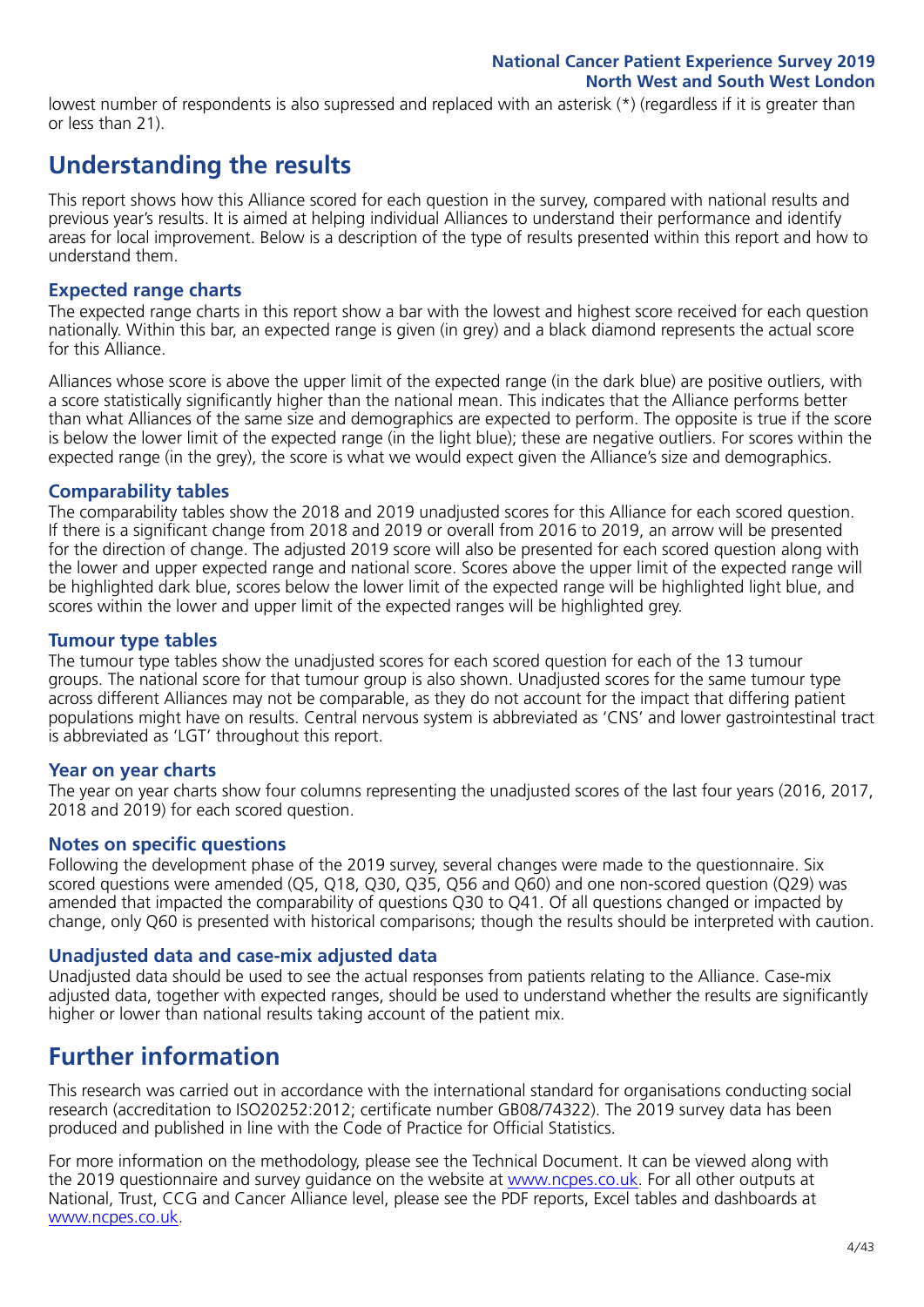lowest number of respondents is also supressed and replaced with an asterisk (*) (regardless if it is greater than or less than 21).

# Understanding the results

This report shows how this Alliance scored for each question in the survey, compared with national results and previous year's results. It is aimed at helping individual Alliances to understand their performance and identify areas for local improvement. Below is a description of the type of results presented within this report and how to understand them.

### Expected range charts

The expected range charts in this report show a bar with the lowest and highest score received for each question nationally. Within this bar, an expected range is given (in grey) and a black diamond represents the actual score for this Alliance.

Alliances whose score is above the upper limit of the expected range (in the dark blue) are positive outliers, with a score statistically significantly higher than the national mean. This indicates that the Alliance performs better than what Alliances of the same size and demographics are expected to perform. The opposite is true if the score is below the lower limit of the expected range (in the light blue); these are negative outliers. For scores within the expected range (in the grey), the score is what we would expect given the Alliance's size and demographics.

### Comparability tables

The comparability tables show the 2018 and 2019 unadjusted scores for this Alliance for each scored question. If there is a significant change from 2018 and 2019 or overall from 2016 to 2019, an arrow will be presented for the direction of change. The adjusted 2019 score will also be presented for each scored question along with the lower and upper expected range and national score. Scores above the upper limit of the expected range will be highlighted dark blue, scores below the lower limit of the expected range will be highlighted light blue, and scores within the lower and upper limit of the expected ranges will be highlighted grey.

### Tumour type tables

The tumour type tables show the unadjusted scores for each scored question for each of the 13 tumour groups. The national score for that tumour group is also shown. Unadjusted scores for the same tumour type across different Alliances may not be comparable, as they do not account for the impact that differing patient populations might have on results. Central nervous system is abbreviated as 'CNS' and lower gastrointestinal tract is abbreviated as 'LGT' throughout this report.

### Year on year charts

The year on year charts show four columns representing the unadjusted scores of the last four years (2016, 2017, 2018 and 2019) for each scored question.

### Notes on specific questions

Following the development phase of the 2019 survey, several changes were made to the questionnaire. Six scored questions were amended (Q5, Q18, Q30, Q35, Q56 and Q60) and one non-scored question (Q29) was amended that impacted the comparability of questions Q30 to Q41. Of all questions changed or impacted by change, only Q60 is presented with historical comparisons; though the results should be interpreted with caution.

### Unadjusted data and case-mix adjusted data

Unadjusted data should be used to see the actual responses from patients relating to the Alliance. Case-mix adjusted data, together with expected ranges, should be used to understand whether the results are significantly higher or lower than national results taking account of the patient mix.

# Further information

This research was carried out in accordance with the international standard for organisations conducting social research (accreditation to ISO20252:2012; certificate number GB08/74322). The 2019 survey data has been produced and published in line with the Code of Practice for Official Statistics.

For more information on the methodology, please see the Technical Document. It can be viewed along with the 2019 questionnaire and survey guidance on the website at www.ncpes.co.uk. For all other outputs at National, Trust, CCG and Cancer Alliance level, please see the PDF reports, Excel tables and dashboards at www.ncpes.co.uk.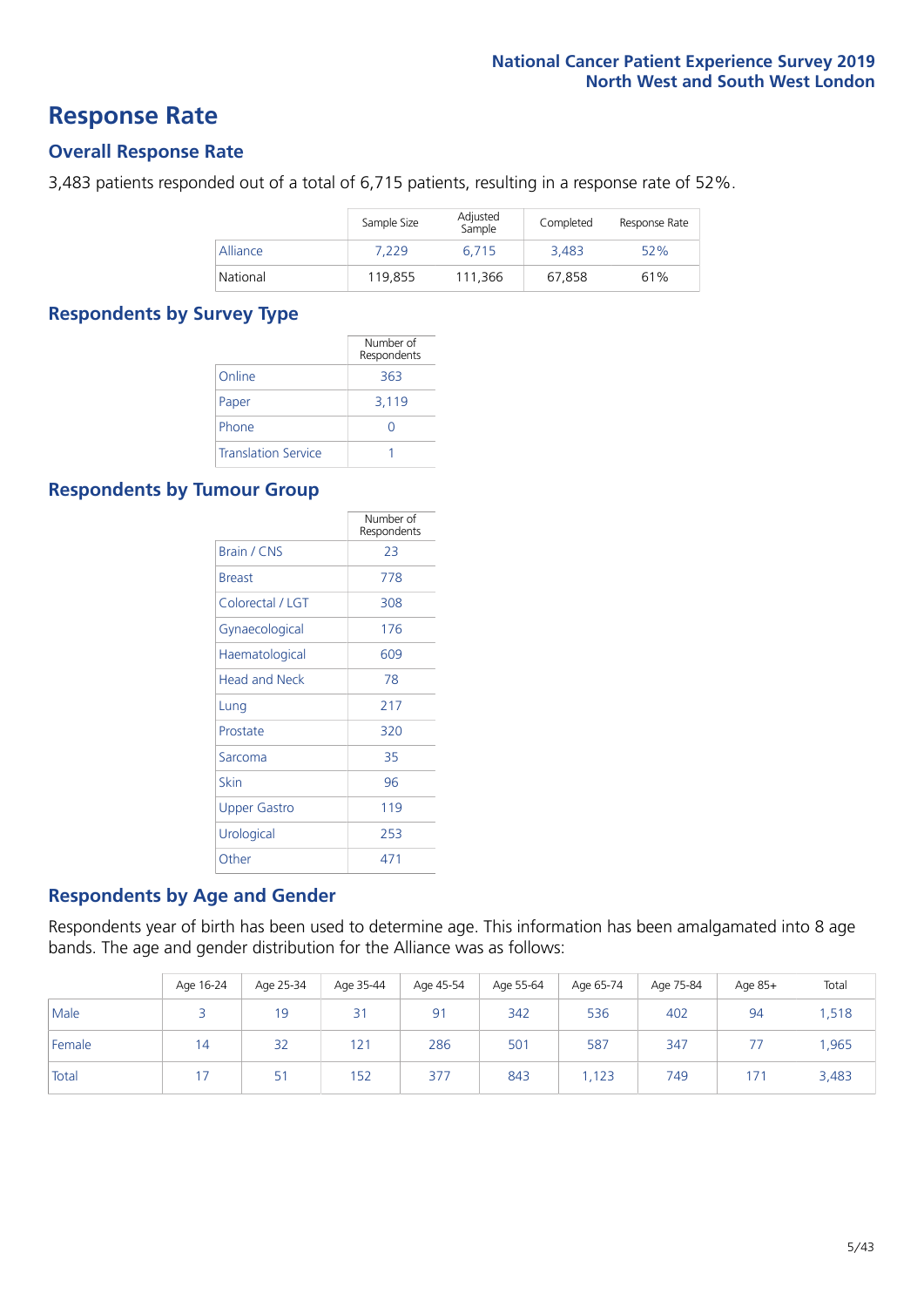## Response Rate

### Overall Response Rate

3,483 patients responded out of a total of 6,715 patients, resulting in a response rate of 52%.

| | Sample Size | Adjusted Sample | Completed | Response Rate |
|---|---|---|---|---|
| Alliance | 7,229 | 6,715 | 3,483 | 52% |
| National | 119,855 | 111,366 | 67,858 | 61% |

### Respondents by Survey Type

| | Number of Respondents |
|---|---|
| Online | 363 |
| Paper | 3,119 |
| Phone | 0 |
| Translation Service | 1 |

### Respondents by Tumour Group

| | Number of Respondents |
|---|---|
| Brain / CNS | 23 |
| Breast | 778 |
| Colorectal / LGT | 308 |
| Gynaecological | 176 |
| Haematological | 609 |
| Head and Neck | 78 |
| Lung | 217 |
| Prostate | 320 |
| Sarcoma | 35 |
| Skin | 96 |
| Upper Gastro | 119 |
| Urological | 253 |
| Other | 471 |

### Respondents by Age and Gender

Respondents year of birth has been used to determine age. This information has been amalgamated into 8 age bands. The age and gender distribution for the Alliance was as follows:

| | Age 16-24 | Age 25-34 | Age 35-44 | Age 45-54 | Age 55-64 | Age 65-74 | Age 75-84 | Age 85+ | Total |
|---|---|---|---|---|---|---|---|---|---|
| Male | 3 | 19 | 31 | 91 | 342 | 536 | 402 | 94 | 1,518 |
| Female | 14 | 32 | 121 | 286 | 501 | 587 | 347 | 77 | 1,965 |
| Total | 17 | 51 | 152 | 377 | 843 | 1,123 | 749 | 171 | 3,483 |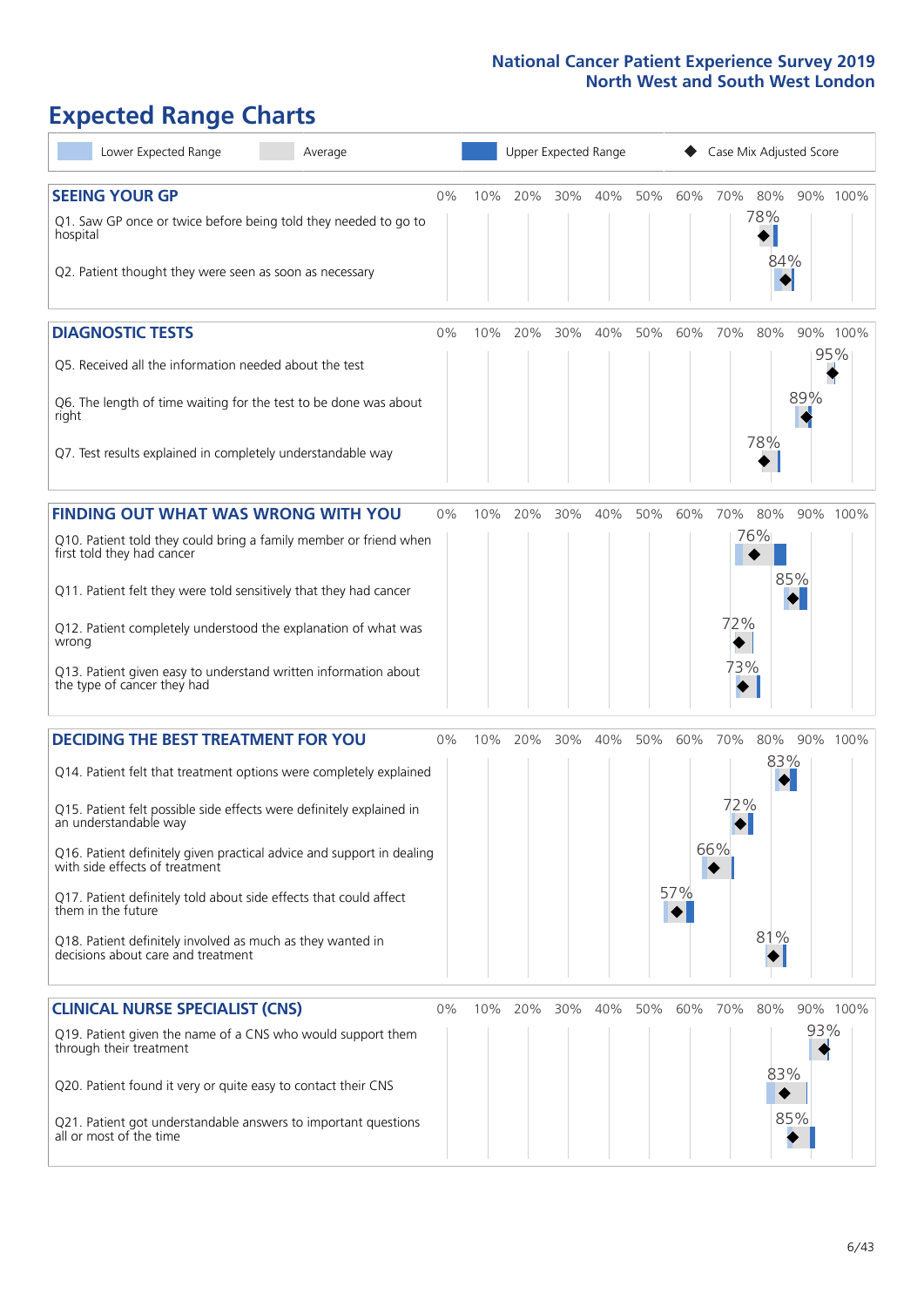# Expected Range Charts

Lower Expected Range | Average | Upper Expected Range | Case Mix Adjusted Score

## SEEING YOUR GP

| Question | Case Mix Adjusted Score |
|---|---|
| Q1. Saw GP once or twice before being told they needed to go to hospital | 78% |
| Q2. Patient thought they were seen as soon as necessary | 84% |

## DIAGNOSTIC TESTS

| Question | Case Mix Adjusted Score |
|---|---|
| Q5. Received all the information needed about the test | 95% |
| Q6. The length of time waiting for the test to be done was about right | 89% |
| Q7. Test results explained in completely understandable way | 78% |

## FINDING OUT WHAT WAS WRONG WITH YOU

| Question | Case Mix Adjusted Score |
|---|---|
| Q10. Patient told they could bring a family member or friend when first told they had cancer | 76% |
| Q11. Patient felt they were told sensitively that they had cancer | 85% |
| Q12. Patient completely understood the explanation of what was wrong | 72% |
| Q13. Patient given easy to understand written information about the type of cancer they had | 73% |

## DECIDING THE BEST TREATMENT FOR YOU

| Question | Case Mix Adjusted Score |
|---|---|
| Q14. Patient felt that treatment options were completely explained | 83% |
| Q15. Patient felt possible side effects were definitely explained in an understandable way | 72% |
| Q16. Patient definitely given practical advice and support in dealing with side effects of treatment | 66% |
| Q17. Patient definitely told about side effects that could affect them in the future | 57% |
| Q18. Patient definitely involved as much as they wanted in decisions about care and treatment | 81% |

## CLINICAL NURSE SPECIALIST (CNS)

| Question | Case Mix Adjusted Score |
|---|---|
| Q19. Patient given the name of a CNS who would support them through their treatment | 93% |
| Q20. Patient found it very or quite easy to contact their CNS | 83% |
| Q21. Patient got understandable answers to important questions all or most of the time | 85% |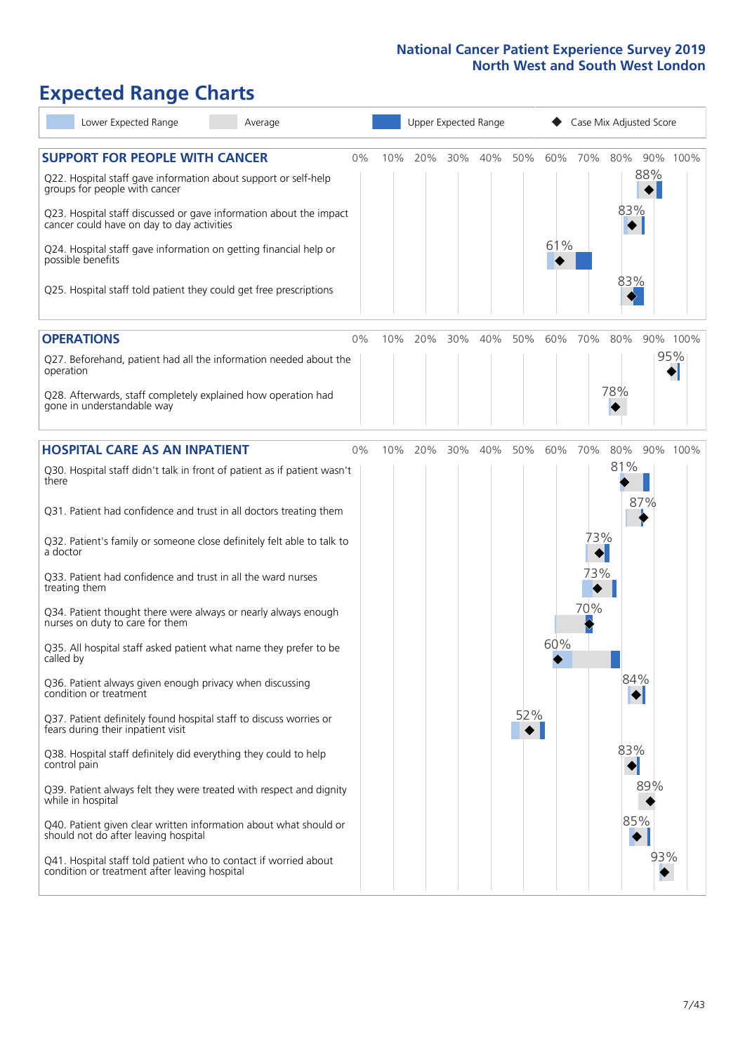# National Cancer Patient Experience Survey 2019
## North West and South West London

# Expected Range Charts

Legend: Lower Expected Range | Average | Upper Expected Range | ◆ Case Mix Adjusted Score

## SUPPORT FOR PEOPLE WITH CANCER

| Question | Case Mix Adjusted Score |
|---|---|
| Q22. Hospital staff gave information about support or self-help groups for people with cancer | 88% |
| Q23. Hospital staff discussed or gave information about the impact cancer could have on day to day activities | 83% |
| Q24. Hospital staff gave information on getting financial help or possible benefits | 61% |
| Q25. Hospital staff told patient they could get free prescriptions | 83% |

## OPERATIONS

| Question | Case Mix Adjusted Score |
|---|---|
| Q27. Beforehand, patient had all the information needed about the operation | 95% |
| Q28. Afterwards, staff completely explained how operation had gone in understandable way | 78% |

## HOSPITAL CARE AS AN INPATIENT

| Question | Case Mix Adjusted Score |
|---|---|
| Q30. Hospital staff didn't talk in front of patient as if patient wasn't there | 81% |
| Q31. Patient had confidence and trust in all doctors treating them | 87% |
| Q32. Patient's family or someone close definitely felt able to talk to a doctor | 73% |
| Q33. Patient had confidence and trust in all the ward nurses treating them | 73% |
| Q34. Patient thought there were always or nearly always enough nurses on duty to care for them | 70% |
| Q35. All hospital staff asked patient what name they prefer to be called by | 60% |
| Q36. Patient always given enough privacy when discussing condition or treatment | 84% |
| Q37. Patient definitely found hospital staff to discuss worries or fears during their inpatient visit | 52% |
| Q38. Hospital staff definitely did everything they could to help control pain | 83% |
| Q39. Patient always felt they were treated with respect and dignity while in hospital | 89% |
| Q40. Patient given clear written information about what should or should not do after leaving hospital | 85% |
| Q41. Hospital staff told patient who to contact if worried about condition or treatment after leaving hospital | 93% |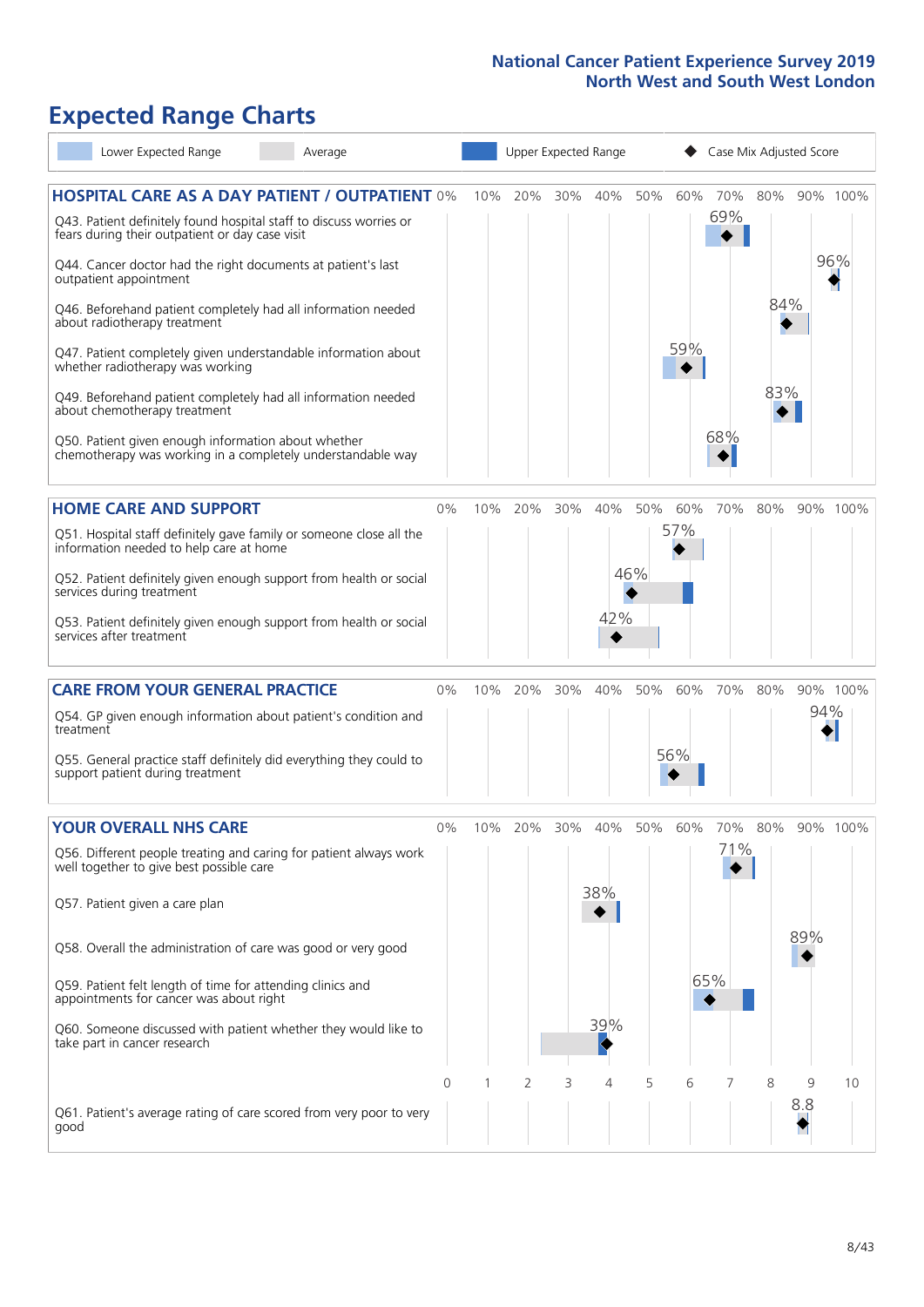National Cancer Patient Experience Survey 2019
North West and South West London

# Expected Range Charts

Lower Expected Range | Average | Upper Expected Range | ◆ Case Mix Adjusted Score

## HOSPITAL CARE AS A DAY PATIENT / OUTPATIENT

| Question | Case Mix Adjusted Score |
|---|---|
| Q43. Patient definitely found hospital staff to discuss worries or fears during their outpatient or day case visit | 69% |
| Q44. Cancer doctor had the right documents at patient's last outpatient appointment | 96% |
| Q46. Beforehand patient completely had all information needed about radiotherapy treatment | 84% |
| Q47. Patient completely given understandable information about whether radiotherapy treatment was working | 59% |
| Q49. Beforehand patient completely had all information needed about chemotherapy treatment | 83% |
| Q50. Patient given enough information about whether chemotherapy was working in a completely understandable way | 68% |

## HOME CARE AND SUPPORT

| Question | Case Mix Adjusted Score |
|---|---|
| Q51. Hospital staff definitely gave family or someone close all the information needed to help care at home | 57% |
| Q52. Patient definitely given enough support from health or social services during treatment | 46% |
| Q53. Patient definitely given enough support from health or social services after treatment | 42% |

## CARE FROM YOUR GENERAL PRACTICE

| Question | Case Mix Adjusted Score |
|---|---|
| Q54. GP given enough information about patient's condition and treatment | 94% |
| Q55. General practice staff definitely did everything they could to support patient during treatment | 56% |

## YOUR OVERALL NHS CARE

| Question | Case Mix Adjusted Score |
|---|---|
| Q56. Different people treating and caring for patient always work well together to give best possible care | 71% |
| Q57. Patient given a care plan | 38% |
| Q58. Overall the administration of care was good or very good | 89% |
| Q59. Patient felt length of time for attending clinics and appointments for cancer was about right | 65% |
| Q60. Someone discussed with patient whether they would like to take part in cancer research | 39% |
| Q61. Patient's average rating of care scored from very poor to very good (scale 0–10) | 8.8 |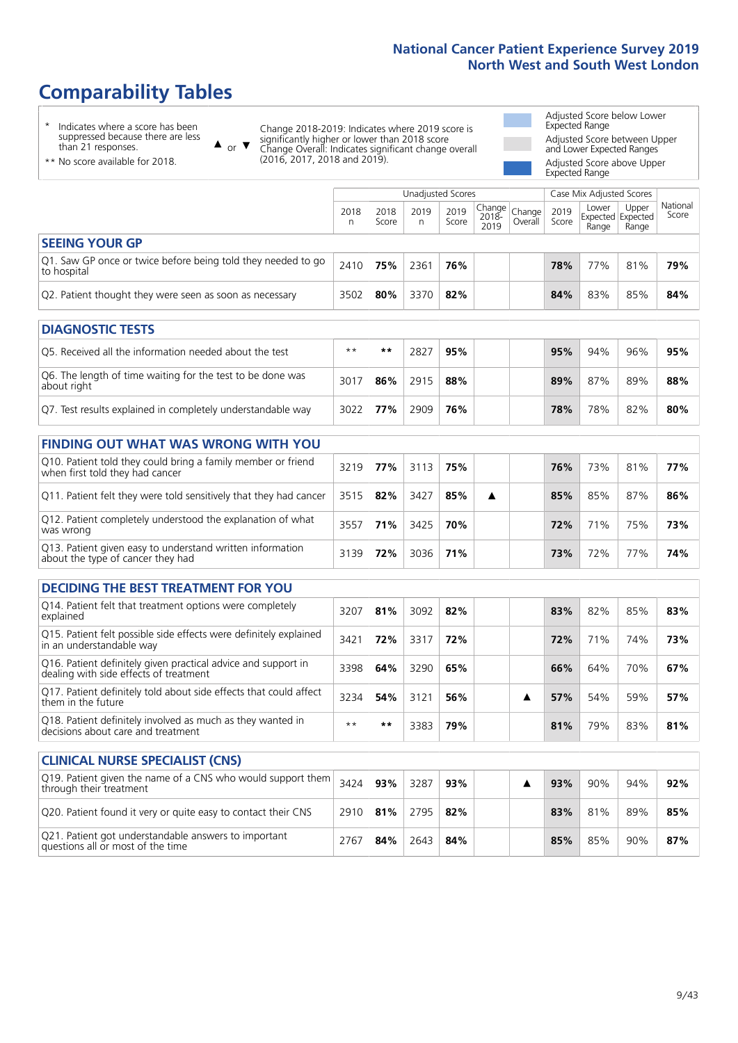# Comparability Tables

\* Indicates where a score has been suppressed because there are less than 21 responses.

\*\* No score available for 2018.

▲ or ▼ Change 2018-2019: Indicates where 2019 score is significantly higher or lower than 2018 score. Change Overall: Indicates significant change overall (2016, 2017, 2018 and 2019).

Adjusted Score below Lower Expected Range

Adjusted Score between Upper and Lower Expected Ranges

Adjusted Score above Upper Expected Range

| | Unadjusted Scores | | | | | | Case Mix Adjusted Scores | | | |
|---|---|---|---|---|---|---|---|---|---|---|
| | 2018 n | 2018 Score | 2019 n | 2019 Score | Change 2018-2019 | Change Overall | 2019 Score | Lower Expected Range | Upper Expected Range | National Score |
| **SEEING YOUR GP** | | | | | | | | | | |
| Q1. Saw GP once or twice before being told they needed to go to hospital | 2410 | **75%** | 2361 | **76%** | | | **78%** | 77% | 81% | **79%** |
| Q2. Patient thought they were seen as soon as necessary | 3502 | **80%** | 3370 | **82%** | | | **84%** | 83% | 85% | **84%** |
| **DIAGNOSTIC TESTS** | | | | | | | | | | |
| Q5. Received all the information needed about the test | ** | ** | 2827 | **95%** | | | **95%** | 94% | 96% | **95%** |
| Q6. The length of time waiting for the test to be done was about right | 3017 | **86%** | 2915 | **88%** | | | **89%** | 87% | 89% | **88%** |
| Q7. Test results explained in completely understandable way | 3022 | **77%** | 2909 | **76%** | | | **78%** | 78% | 82% | **80%** |
| **FINDING OUT WHAT WAS WRONG WITH YOU** | | | | | | | | | | |
| Q10. Patient told they could bring a family member or friend when first told they had cancer | 3219 | **77%** | 3113 | **75%** | | | **76%** | 73% | 81% | **77%** |
| Q11. Patient felt they were told sensitively that they had cancer | 3515 | **82%** | 3427 | **85%** | ▲ | | **85%** | 85% | 87% | **86%** |
| Q12. Patient completely understood the explanation of what was wrong | 3557 | **71%** | 3425 | **70%** | | | **72%** | 71% | 75% | **73%** |
| Q13. Patient given easy to understand written information about the type of cancer they had | 3139 | **72%** | 3036 | **71%** | | | **73%** | 72% | 77% | **74%** |
| **DECIDING THE BEST TREATMENT FOR YOU** | | | | | | | | | | |
| Q14. Patient felt that treatment options were completely explained | 3207 | **81%** | 3092 | **82%** | | | **83%** | 82% | 85% | **83%** |
| Q15. Patient felt possible side effects were definitely explained in an understandable way | 3421 | **72%** | 3317 | **72%** | | | **72%** | 71% | 74% | **73%** |
| Q16. Patient definitely given practical advice and support in dealing with side effects of treatment | 3398 | **64%** | 3290 | **65%** | | | **66%** | 64% | 70% | **67%** |
| Q17. Patient definitely told about side effects that could affect them in the future | 3234 | **54%** | 3121 | **56%** | | ▲ | **57%** | 54% | 59% | **57%** |
| Q18. Patient definitely involved as much as they wanted in decisions about care and treatment | ** | ** | 3383 | **79%** | | | **81%** | 79% | 83% | **81%** |
| **CLINICAL NURSE SPECIALIST (CNS)** | | | | | | | | | | |
| Q19. Patient given the name of a CNS who would support them through their treatment | 3424 | **93%** | 3287 | **93%** | | ▲ | **93%** | 90% | 94% | **92%** |
| Q20. Patient found it very or quite easy to contact their CNS | 2910 | **81%** | 2795 | **82%** | | | **83%** | 81% | 89% | **85%** |
| Q21. Patient got understandable answers to important questions all or most of the time | 2767 | **84%** | 2643 | **84%** | | | **85%** | 85% | 90% | **87%** |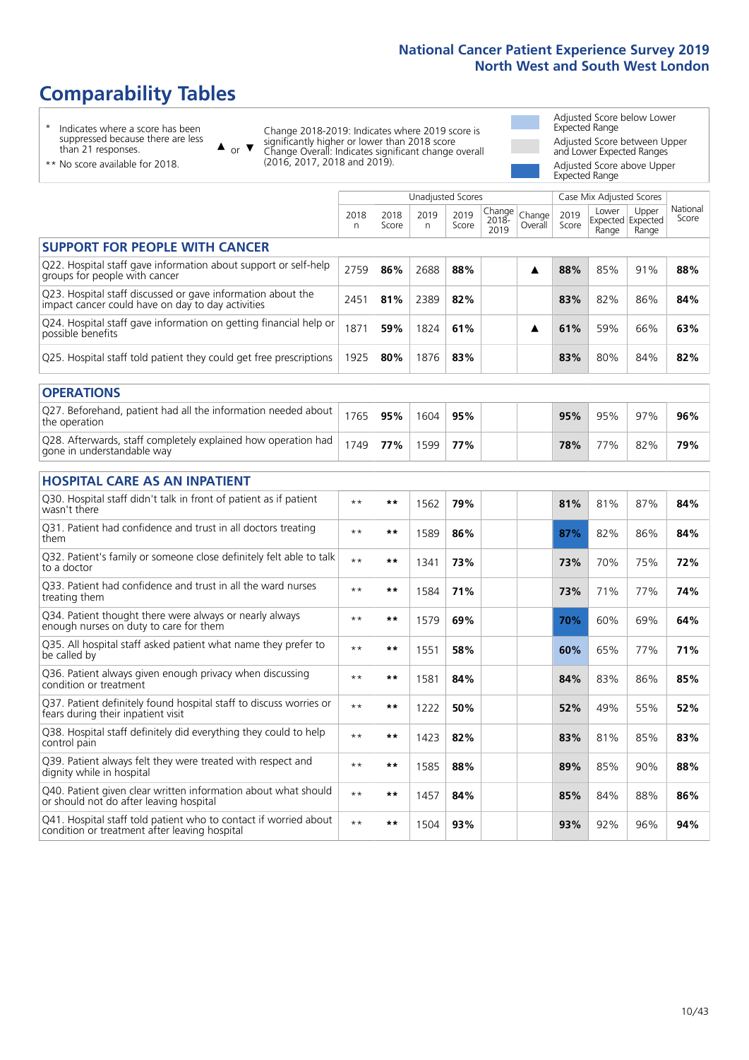# Comparability Tables

\* Indicates where a score has been suppressed because there are less than 21 responses.

\*\* No score available for 2018.

▲ or ▼ Change 2018-2019: Indicates where 2019 score is significantly higher or lower than 2018 score
Change Overall: Indicates significant change overall (2016, 2017, 2018 and 2019).

Adjusted Score below Lower Expected Range

Adjusted Score between Upper and Lower Expected Ranges

Adjusted Score above Upper Expected Range

| | Unadjusted Scores | | | | | | Case Mix Adjusted Scores | | | |
|---|---|---|---|---|---|---|---|---|---|---|
| | 2018 n | 2018 Score | 2019 n | 2019 Score | Change 2018-2019 | Change Overall | 2019 Score | Lower Expected Range | Upper Expected Range | National Score |
| **SUPPORT FOR PEOPLE WITH CANCER** | | | | | | | | | | |
| Q22. Hospital staff gave information about support or self-help groups for people with cancer | 2759 | **86%** | 2688 | **88%** | | ▲ | **88%** | 85% | 91% | **88%** |
| Q23. Hospital staff discussed or gave information about the impact cancer could have on day to day activities | 2451 | **81%** | 2389 | **82%** | | | **83%** | 82% | 86% | **84%** |
| Q24. Hospital staff gave information on getting financial help or possible benefits | 1871 | **59%** | 1824 | **61%** | | ▲ | **61%** | 59% | 66% | **63%** |
| Q25. Hospital staff told patient they could get free prescriptions | 1925 | **80%** | 1876 | **83%** | | | **83%** | 80% | 84% | **82%** |
| **OPERATIONS** | | | | | | | | | | |
| Q27. Beforehand, patient had all the information needed about the operation | 1765 | **95%** | 1604 | **95%** | | | **95%** | 95% | 97% | **96%** |
| Q28. Afterwards, staff completely explained how operation had gone in understandable way | 1749 | **77%** | 1599 | **77%** | | | **78%** | 77% | 82% | **79%** |
| **HOSPITAL CARE AS AN INPATIENT** | | | | | | | | | | |
| Q30. Hospital staff didn't talk in front of patient as if patient wasn't there | ** | ** | 1562 | **79%** | | | **81%** | 81% | 87% | **84%** |
| Q31. Patient had confidence and trust in all doctors treating them | ** | ** | 1589 | **86%** | | | **87%** | 82% | 86% | **84%** |
| Q32. Patient's family or someone close definitely felt able to talk to a doctor | ** | ** | 1341 | **73%** | | | **73%** | 70% | 75% | **72%** |
| Q33. Patient had confidence and trust in all the ward nurses treating them | ** | ** | 1584 | **71%** | | | **73%** | 71% | 77% | **74%** |
| Q34. Patient thought there were always or nearly always enough nurses on duty to care for them | ** | ** | 1579 | **69%** | | | **70%** | 60% | 69% | **64%** |
| Q35. All hospital staff asked patient what name they prefer to be called by | ** | ** | 1551 | **58%** | | | **60%** | 65% | 77% | **71%** |
| Q36. Patient always given enough privacy when discussing condition or treatment | ** | ** | 1581 | **84%** | | | **84%** | 83% | 86% | **85%** |
| Q37. Patient definitely found hospital staff to discuss worries or fears during their inpatient visit | ** | ** | 1222 | **50%** | | | **52%** | 49% | 55% | **52%** |
| Q38. Hospital staff definitely did everything they could to help control pain | ** | ** | 1423 | **82%** | | | **83%** | 81% | 85% | **83%** |
| Q39. Patient always felt they were treated with respect and dignity while in hospital | ** | ** | 1585 | **88%** | | | **89%** | 85% | 90% | **88%** |
| Q40. Patient given clear written information about what should or should not do after leaving hospital | ** | ** | 1457 | **84%** | | | **85%** | 84% | 88% | **86%** |
| Q41. Hospital staff told patient who to contact if worried about condition or treatment after leaving hospital | ** | ** | 1504 | **93%** | | | **93%** | 92% | 96% | **94%** |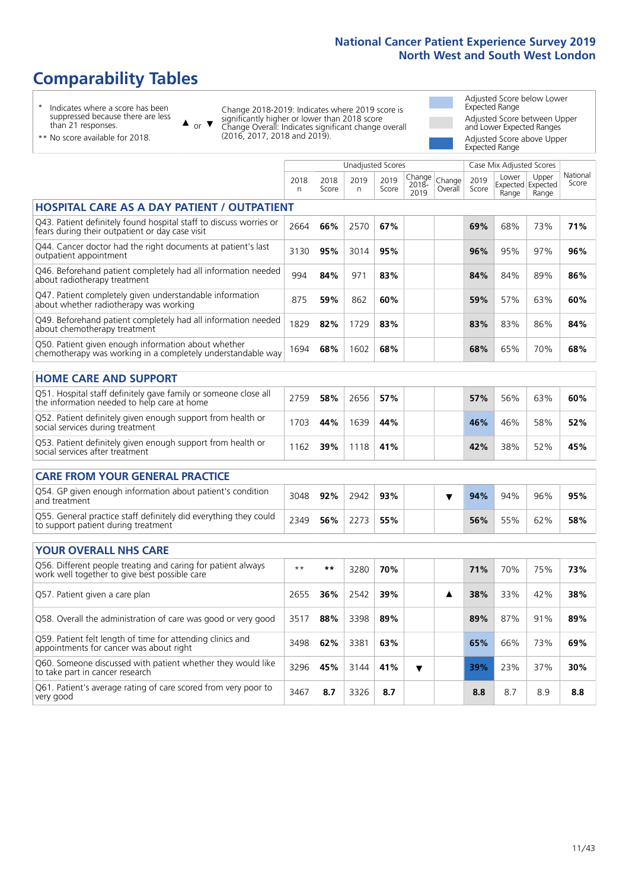# National Cancer Patient Experience Survey 2019
## North West and South West London

# Comparability Tables

- \* Indicates where a score has been suppressed because there are less than 21 responses.
- \*\* No score available for 2018.

▲ or ▼ Change 2018-2019: Indicates where 2019 score is significantly higher or lower than 2018 score. Change Overall: Indicates significant change overall (2016, 2017, 2018 and 2019).

- Adjusted Score below Lower Expected Range
- Adjusted Score between Upper and Lower Expected Ranges
- Adjusted Score above Upper Expected Range

| | Unadjusted Scores | | | | | | Case Mix Adjusted Scores | | | |
|---|---|---|---|---|---|---|---|---|---|---|
| | 2018 n | 2018 Score | 2019 n | 2019 Score | Change 2018-2019 | Change Overall | 2019 Score | Lower Expected Range | Upper Expected Range | National Score |
| **HOSPITAL CARE AS A DAY PATIENT / OUTPATIENT** | | | | | | | | | | |
| Q43. Patient definitely found hospital staff to discuss worries or fears during their outpatient or day case visit | 2664 | **66%** | 2570 | **67%** | | | **69%** | 68% | 73% | **71%** |
| Q44. Cancer doctor had the right documents at patient's last outpatient appointment | 3130 | **95%** | 3014 | **95%** | | | **96%** | 95% | 97% | **96%** |
| Q46. Beforehand patient completely had all information needed about radiotherapy treatment | 994 | **84%** | 971 | **83%** | | | **84%** | 84% | 89% | **86%** |
| Q47. Patient completely given understandable information about whether radiotherapy was working | 875 | **59%** | 862 | **60%** | | | **59%** | 57% | 63% | **60%** |
| Q49. Beforehand patient completely had all information needed about chemotherapy treatment | 1829 | **82%** | 1729 | **83%** | | | **83%** | 83% | 86% | **84%** |
| Q50. Patient given enough information about whether chemotherapy was working in a completely understandable way | 1694 | **68%** | 1602 | **68%** | | | **68%** | 65% | 70% | **68%** |
| **HOME CARE AND SUPPORT** | | | | | | | | | | |
| Q51. Hospital staff definitely gave family or someone close all the information needed to help care at home | 2759 | **58%** | 2656 | **57%** | | | **57%** | 56% | 63% | **60%** |
| Q52. Patient definitely given enough support from health or social services during treatment | 1703 | **44%** | 1639 | **44%** | | | **46%** | 46% | 58% | **52%** |
| Q53. Patient definitely given enough support from health or social services after treatment | 1162 | **39%** | 1118 | **41%** | | | **42%** | 38% | 52% | **45%** |
| **CARE FROM YOUR GENERAL PRACTICE** | | | | | | | | | | |
| Q54. GP given enough information about patient's condition and treatment | 3048 | **92%** | 2942 | **93%** | | ▼ | **94%** | 94% | 96% | **95%** |
| Q55. General practice staff definitely did everything they could to support patient during treatment | 2349 | **56%** | 2273 | **55%** | | | **56%** | 55% | 62% | **58%** |
| **YOUR OVERALL NHS CARE** | | | | | | | | | | |
| Q56. Different people treating and caring for patient always work well together to give best possible care | \*\* | **\*\*** | 3280 | **70%** | | | **71%** | 70% | 75% | **73%** |
| Q57. Patient given a care plan | 2655 | **36%** | 2542 | **39%** | | ▲ | **38%** | 33% | 42% | **38%** |
| Q58. Overall the administration of care was good or very good | 3517 | **88%** | 3398 | **89%** | | | **89%** | 87% | 91% | **89%** |
| Q59. Patient felt length of time for attending clinics and appointments for cancer was about right | 3498 | **62%** | 3381 | **63%** | | | **65%** | 66% | 73% | **69%** |
| Q60. Someone discussed with patient whether they would like to take part in cancer research | 3296 | **45%** | 3144 | **41%** | ▼ | | **39%** | 23% | 37% | **30%** |
| Q61. Patient's average rating of care scored from very poor to very good | 3467 | **8.7** | 3326 | **8.7** | | | **8.8** | 8.7 | 8.9 | **8.8** |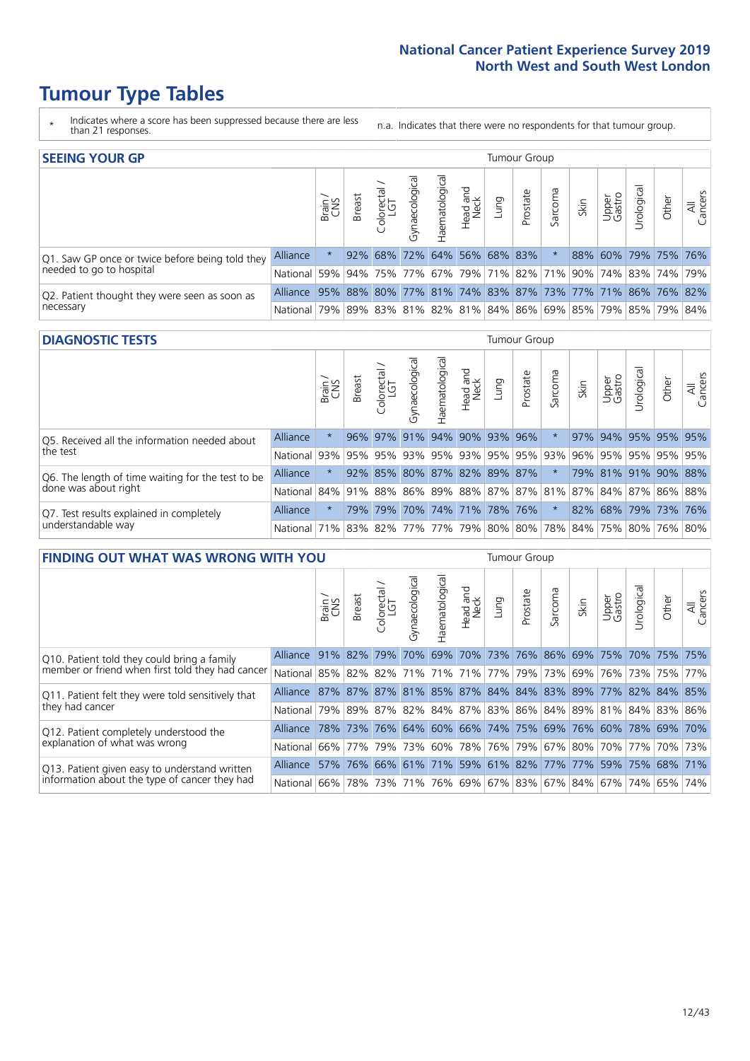# Tumour Type Tables

\* Indicates where a score has been suppressed because there are less than 21 responses.

n.a. Indicates that there were no respondents for that tumour group.

## SEEING YOUR GP

| | | Brain / CNS | Breast | Colorectal / LGT | Gynaecological | Haematological | Head and Neck | Lung | Prostate | Sarcoma | Skin | Upper Gastro | Urological | Other | All Cancers |
|---|---|---|---|---|---|---|---|---|---|---|---|---|---|---|---|
| Q1. Saw GP once or twice before being told they needed to go to hospital | Alliance | * | 92% | 68% | 72% | 64% | 56% | 68% | 83% | * | 88% | 60% | 79% | 75% | 76% |
| | National | 59% | 94% | 75% | 77% | 67% | 79% | 71% | 82% | 71% | 90% | 74% | 83% | 74% | 79% |
| Q2. Patient thought they were seen as soon as necessary | Alliance | 95% | 88% | 80% | 77% | 81% | 74% | 83% | 87% | 73% | 77% | 71% | 86% | 76% | 82% |
| | National | 79% | 89% | 83% | 81% | 82% | 81% | 84% | 86% | 69% | 85% | 79% | 85% | 79% | 84% |

## DIAGNOSTIC TESTS

| | | Brain / CNS | Breast | Colorectal / LGT | Gynaecological | Haematological | Head and Neck | Lung | Prostate | Sarcoma | Skin | Upper Gastro | Urological | Other | All Cancers |
|---|---|---|---|---|---|---|---|---|---|---|---|---|---|---|---|
| Q5. Received all the information needed about the test | Alliance | * | 96% | 97% | 91% | 94% | 90% | 93% | 96% | * | 97% | 94% | 95% | 95% | 95% |
| | National | 93% | 95% | 95% | 93% | 95% | 93% | 95% | 95% | 93% | 96% | 95% | 95% | 95% | 95% |
| Q6. The length of time waiting for the test to be done was about right | Alliance | * | 92% | 85% | 80% | 87% | 82% | 89% | 87% | * | 79% | 81% | 91% | 90% | 88% |
| | National | 84% | 91% | 88% | 86% | 89% | 88% | 87% | 87% | 81% | 87% | 84% | 87% | 86% | 88% |
| Q7. Test results explained in completely understandable way | Alliance | * | 79% | 79% | 70% | 74% | 71% | 78% | 76% | * | 82% | 68% | 79% | 73% | 76% |
| | National | 71% | 83% | 82% | 77% | 77% | 79% | 80% | 80% | 78% | 84% | 75% | 80% | 76% | 80% |

## FINDING OUT WHAT WAS WRONG WITH YOU

| | | Brain / CNS | Breast | Colorectal / LGT | Gynaecological | Haematological | Head and Neck | Lung | Prostate | Sarcoma | Skin | Upper Gastro | Urological | Other | All Cancers |
|---|---|---|---|---|---|---|---|---|---|---|---|---|---|---|---|
| Q10. Patient told they could bring a family member or friend when first told they had cancer | Alliance | 91% | 82% | 79% | 70% | 69% | 70% | 73% | 76% | 86% | 69% | 75% | 70% | 75% | 75% |
| | National | 85% | 82% | 82% | 71% | 71% | 71% | 77% | 79% | 73% | 69% | 76% | 73% | 75% | 77% |
| Q11. Patient felt they were told sensitively that they had cancer | Alliance | 87% | 87% | 87% | 81% | 85% | 87% | 84% | 84% | 83% | 89% | 77% | 82% | 84% | 85% |
| | National | 79% | 89% | 87% | 82% | 84% | 87% | 83% | 86% | 84% | 89% | 81% | 84% | 83% | 86% |
| Q12. Patient completely understood the explanation of what was wrong | Alliance | 78% | 73% | 76% | 64% | 60% | 66% | 74% | 75% | 69% | 76% | 60% | 78% | 69% | 70% |
| | National | 66% | 77% | 79% | 73% | 60% | 78% | 76% | 79% | 67% | 80% | 70% | 77% | 70% | 73% |
| Q13. Patient given easy to understand written information about the type of cancer they had | Alliance | 57% | 76% | 66% | 61% | 71% | 59% | 61% | 82% | 77% | 77% | 59% | 75% | 68% | 71% |
| | National | 66% | 78% | 73% | 71% | 76% | 69% | 67% | 83% | 67% | 84% | 67% | 74% | 65% | 74% |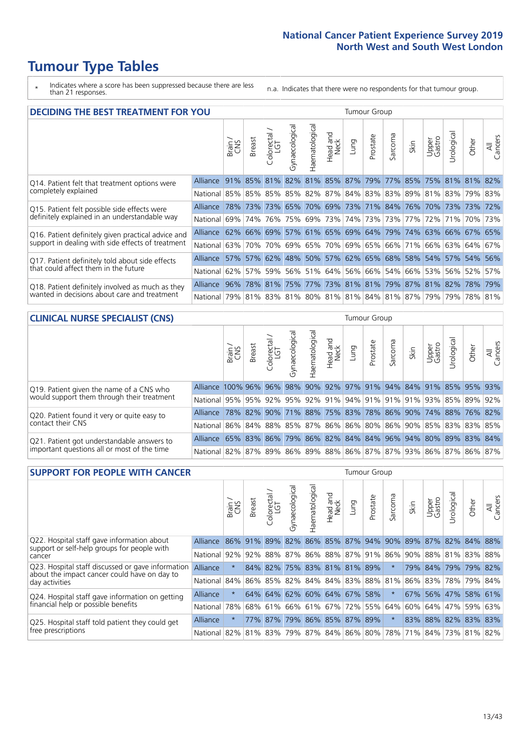# Tumour Type Tables

\* Indicates where a score has been suppressed because there are less than 21 responses.

n.a. Indicates that there were no respondents for that tumour group.

## DECIDING THE BEST TREATMENT FOR YOU

| | | Brain / CNS | Breast | Colorectal / LGT | Gynaecological | Haematological | Head and Neck | Lung | Prostate | Sarcoma | Skin | Upper Gastro | Urological | Other | All Cancers |
|---|---|---|---|---|---|---|---|---|---|---|---|---|---|---|---|
| Q14. Patient felt that treatment options were completely explained | Alliance | 91% | 85% | 81% | 82% | 81% | 85% | 87% | 79% | 77% | 85% | 75% | 81% | 81% | 82% |
| | National | 85% | 85% | 85% | 85% | 82% | 87% | 84% | 83% | 83% | 89% | 81% | 83% | 79% | 83% |
| Q15. Patient felt possible side effects were definitely explained in an understandable way | Alliance | 78% | 73% | 73% | 65% | 70% | 69% | 73% | 71% | 84% | 76% | 70% | 73% | 73% | 72% |
| | National | 69% | 74% | 76% | 75% | 69% | 73% | 74% | 73% | 73% | 77% | 72% | 71% | 70% | 73% |
| Q16. Patient definitely given practical advice and support in dealing with side effects of treatment | Alliance | 62% | 66% | 69% | 57% | 61% | 65% | 69% | 64% | 79% | 74% | 63% | 66% | 67% | 65% |
| | National | 63% | 70% | 70% | 69% | 65% | 70% | 69% | 65% | 66% | 71% | 66% | 63% | 64% | 67% |
| Q17. Patient definitely told about side effects that could affect them in the future | Alliance | 57% | 57% | 62% | 48% | 50% | 57% | 62% | 65% | 68% | 58% | 54% | 57% | 54% | 56% |
| | National | 62% | 57% | 59% | 56% | 51% | 64% | 56% | 66% | 54% | 66% | 53% | 56% | 52% | 57% |
| Q18. Patient definitely involved as much as they wanted in decisions about care and treatment | Alliance | 96% | 78% | 81% | 75% | 77% | 73% | 81% | 81% | 79% | 87% | 81% | 82% | 78% | 79% |
| | National | 79% | 81% | 83% | 81% | 80% | 81% | 81% | 84% | 81% | 87% | 79% | 79% | 78% | 81% |

## CLINICAL NURSE SPECIALIST (CNS)

| | | Brain / CNS | Breast | Colorectal / LGT | Gynaecological | Haematological | Head and Neck | Lung | Prostate | Sarcoma | Skin | Upper Gastro | Urological | Other | All Cancers |
|---|---|---|---|---|---|---|---|---|---|---|---|---|---|---|---|
| Q19. Patient given the name of a CNS who would support them through their treatment | Alliance | 100% | 96% | 96% | 98% | 90% | 92% | 97% | 91% | 94% | 84% | 91% | 85% | 95% | 93% |
| | National | 95% | 95% | 92% | 95% | 92% | 91% | 94% | 91% | 91% | 91% | 93% | 85% | 89% | 92% |
| Q20. Patient found it very or quite easy to contact their CNS | Alliance | 78% | 82% | 90% | 71% | 88% | 75% | 83% | 78% | 86% | 90% | 74% | 88% | 76% | 82% |
| | National | 86% | 84% | 88% | 85% | 87% | 86% | 86% | 80% | 86% | 90% | 85% | 83% | 83% | 85% |
| Q21. Patient got understandable answers to important questions all or most of the time | Alliance | 65% | 83% | 86% | 79% | 86% | 82% | 84% | 84% | 96% | 94% | 80% | 89% | 83% | 84% |
| | National | 82% | 87% | 89% | 86% | 89% | 88% | 86% | 87% | 87% | 93% | 86% | 87% | 86% | 87% |

## SUPPORT FOR PEOPLE WITH CANCER

| | | Brain / CNS | Breast | Colorectal / LGT | Gynaecological | Haematological | Head and Neck | Lung | Prostate | Sarcoma | Skin | Upper Gastro | Urological | Other | All Cancers |
|---|---|---|---|---|---|---|---|---|---|---|---|---|---|---|---|
| Q22. Hospital staff gave information about support or self-help groups for people with cancer | Alliance | 86% | 91% | 89% | 82% | 86% | 85% | 87% | 94% | 90% | 89% | 87% | 82% | 84% | 88% |
| | National | 92% | 92% | 88% | 87% | 86% | 88% | 87% | 91% | 86% | 90% | 88% | 81% | 83% | 88% |
| Q23. Hospital staff discussed or gave information about the impact cancer could have on day to day activities | Alliance | * | 84% | 82% | 75% | 83% | 81% | 81% | 89% | * | 79% | 84% | 79% | 79% | 82% |
| | National | 84% | 86% | 85% | 82% | 84% | 84% | 83% | 88% | 81% | 86% | 83% | 78% | 79% | 84% |
| Q24. Hospital staff gave information on getting financial help or possible benefits | Alliance | * | 64% | 64% | 62% | 60% | 64% | 67% | 58% | * | 67% | 56% | 47% | 58% | 61% |
| | National | 78% | 68% | 61% | 66% | 61% | 67% | 72% | 55% | 64% | 60% | 64% | 47% | 59% | 63% |
| Q25. Hospital staff told patient they could get free prescriptions | Alliance | * | 77% | 87% | 79% | 86% | 85% | 87% | 89% | * | 83% | 88% | 82% | 83% | 83% |
| | National | 82% | 81% | 83% | 79% | 87% | 84% | 86% | 80% | 78% | 71% | 84% | 73% | 81% | 82% |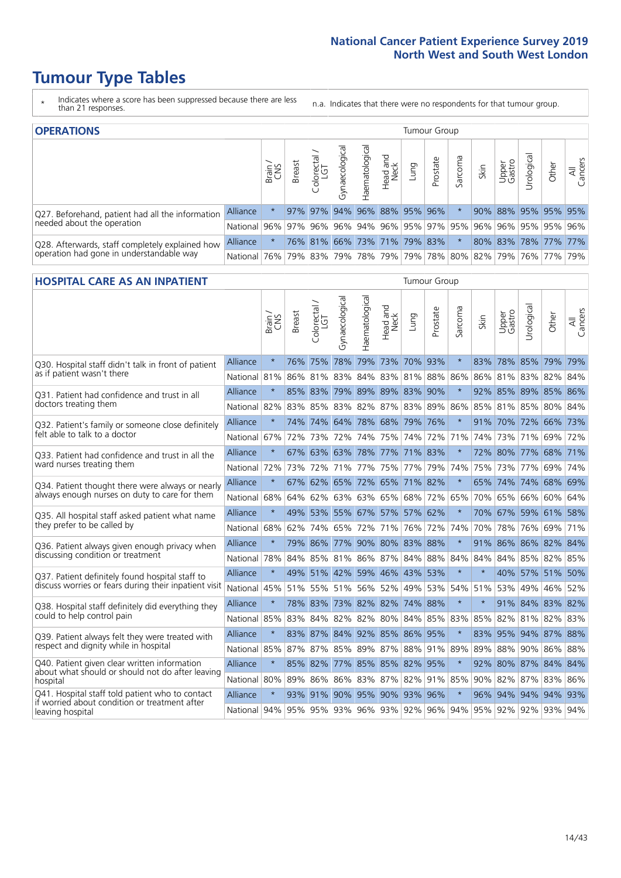# Tumour Type Tables

\* Indicates where a score has been suppressed because there are less than 21 responses.

n.a. Indicates that there were no respondents for that tumour group.

## OPERATIONS

| | | Brain / CNS | Breast | Colorectal / LGT | Gynaecological | Haematological | Head and Neck | Lung | Prostate | Sarcoma | Skin | Upper Gastro | Urological | Other | All Cancers |
|---|---|---|---|---|---|---|---|---|---|---|---|---|---|---|---|
| Q27. Beforehand, patient had all the information needed about the operation | Alliance | * | 97% | 97% | 94% | 96% | 88% | 95% | 96% | * | 90% | 88% | 95% | 95% | 95% |
| | National | 96% | 97% | 96% | 96% | 94% | 96% | 95% | 97% | 95% | 96% | 96% | 95% | 95% | 96% |
| Q28. Afterwards, staff completely explained how operation had gone in understandable way | Alliance | * | 76% | 81% | 66% | 73% | 71% | 79% | 83% | * | 80% | 83% | 78% | 77% | 77% |
| | National | 76% | 79% | 83% | 79% | 78% | 79% | 79% | 78% | 80% | 82% | 79% | 76% | 77% | 79% |

## HOSPITAL CARE AS AN INPATIENT

| | | Brain / CNS | Breast | Colorectal / LGT | Gynaecological | Haematological | Head and Neck | Lung | Prostate | Sarcoma | Skin | Upper Gastro | Urological | Other | All Cancers |
|---|---|---|---|---|---|---|---|---|---|---|---|---|---|---|---|
| Q30. Hospital staff didn't talk in front of patient as if patient wasn't there | Alliance | * | 76% | 75% | 78% | 79% | 73% | 70% | 93% | * | 83% | 78% | 85% | 79% | 79% |
| | National | 81% | 86% | 81% | 83% | 84% | 83% | 81% | 88% | 86% | 86% | 81% | 83% | 82% | 84% |
| Q31. Patient had confidence and trust in all doctors treating them | Alliance | * | 85% | 83% | 79% | 89% | 89% | 83% | 90% | * | 92% | 85% | 89% | 85% | 86% |
| | National | 82% | 83% | 85% | 83% | 82% | 87% | 83% | 89% | 86% | 85% | 81% | 85% | 80% | 84% |
| Q32. Patient's family or someone close definitely felt able to talk to a doctor | Alliance | * | 74% | 74% | 64% | 78% | 68% | 79% | 76% | * | 91% | 70% | 72% | 66% | 73% |
| | National | 67% | 72% | 73% | 72% | 74% | 75% | 74% | 72% | 71% | 74% | 73% | 71% | 69% | 72% |
| Q33. Patient had confidence and trust in all the ward nurses treating them | Alliance | * | 67% | 63% | 63% | 78% | 77% | 71% | 83% | * | 72% | 80% | 77% | 68% | 71% |
| | National | 72% | 73% | 72% | 71% | 77% | 75% | 77% | 79% | 74% | 75% | 73% | 77% | 69% | 74% |
| Q34. Patient thought there were always or nearly always enough nurses on duty to care for them | Alliance | * | 67% | 62% | 65% | 72% | 65% | 71% | 82% | * | 65% | 74% | 74% | 68% | 69% |
| | National | 68% | 64% | 62% | 63% | 63% | 65% | 68% | 72% | 65% | 70% | 65% | 66% | 60% | 64% |
| Q35. All hospital staff asked patient what name they prefer to be called by | Alliance | * | 49% | 53% | 55% | 67% | 57% | 57% | 62% | * | 70% | 67% | 59% | 61% | 58% |
| | National | 68% | 62% | 74% | 65% | 72% | 71% | 76% | 72% | 74% | 70% | 78% | 76% | 69% | 71% |
| Q36. Patient always given enough privacy when discussing condition or treatment | Alliance | * | 79% | 86% | 77% | 90% | 80% | 83% | 88% | * | 91% | 86% | 86% | 82% | 84% |
| | National | 78% | 84% | 85% | 81% | 86% | 87% | 84% | 88% | 84% | 84% | 84% | 85% | 82% | 85% |
| Q37. Patient definitely found hospital staff to discuss worries or fears during their inpatient visit | Alliance | * | 49% | 51% | 42% | 59% | 46% | 43% | 53% | * | * | 40% | 57% | 51% | 50% |
| | National | 45% | 51% | 55% | 51% | 56% | 52% | 49% | 53% | 54% | 51% | 53% | 49% | 46% | 52% |
| Q38. Hospital staff definitely did everything they could to help control pain | Alliance | * | 78% | 83% | 73% | 82% | 82% | 74% | 88% | * | * | 91% | 84% | 83% | 82% |
| | National | 85% | 83% | 84% | 82% | 82% | 80% | 84% | 85% | 83% | 85% | 82% | 81% | 82% | 83% |
| Q39. Patient always felt they were treated with respect and dignity while in hospital | Alliance | * | 83% | 87% | 84% | 92% | 85% | 86% | 95% | * | 83% | 95% | 94% | 87% | 88% |
| | National | 85% | 87% | 87% | 85% | 89% | 87% | 88% | 91% | 89% | 89% | 88% | 90% | 86% | 88% |
| Q40. Patient given clear written information about what should or should not do after leaving hospital | Alliance | * | 85% | 82% | 77% | 85% | 85% | 82% | 95% | * | 92% | 80% | 87% | 84% | 84% |
| | National | 80% | 89% | 86% | 86% | 83% | 87% | 82% | 91% | 85% | 90% | 82% | 87% | 83% | 86% |
| Q41. Hospital staff told patient who to contact if worried about condition or treatment after leaving hospital | Alliance | * | 93% | 91% | 90% | 95% | 90% | 93% | 96% | * | 96% | 94% | 94% | 94% | 93% |
| | National | 94% | 95% | 95% | 93% | 96% | 93% | 92% | 96% | 94% | 95% | 92% | 92% | 93% | 94% |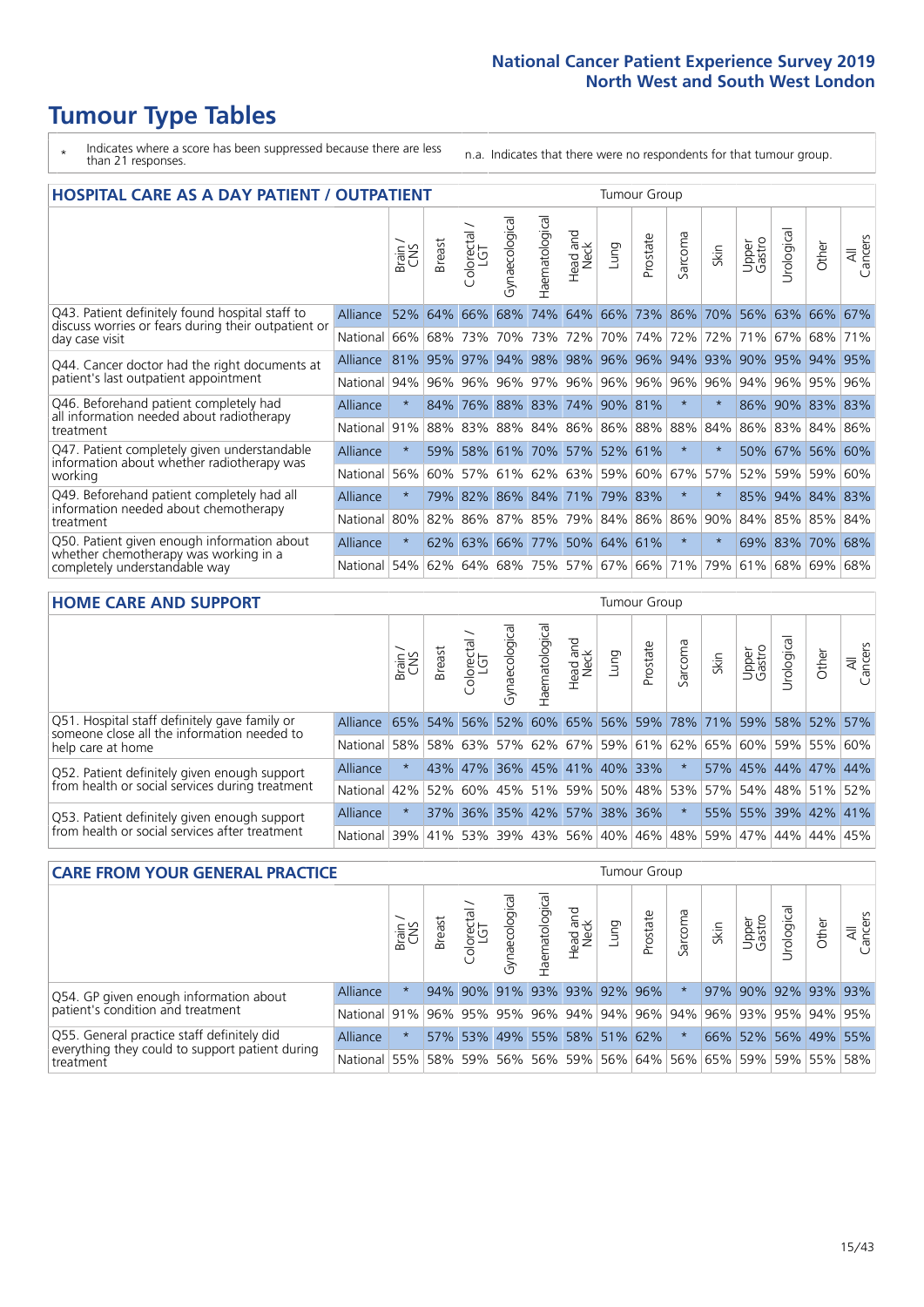# Tumour Type Tables

\* Indicates where a score has been suppressed because there are less than 21 responses.

n.a. Indicates that there were no respondents for that tumour group.

## HOSPITAL CARE AS A DAY PATIENT / OUTPATIENT

| | | Brain / CNS | Breast | Colorectal / LGT | Gynaecological | Haematological | Head and Neck | Lung | Prostate | Sarcoma | Skin | Upper Gastro | Urological | Other | All Cancers |
|---|---|---|---|---|---|---|---|---|---|---|---|---|---|---|---|
| Q43. Patient definitely found hospital staff to discuss worries or fears during their outpatient or day case visit | Alliance | 52% | 64% | 66% | 68% | 74% | 64% | 66% | 73% | 86% | 70% | 56% | 63% | 66% | 67% |
| | National | 66% | 68% | 73% | 70% | 73% | 72% | 70% | 74% | 72% | 72% | 71% | 67% | 68% | 71% |
| Q44. Cancer doctor had the right documents at patient's last outpatient appointment | Alliance | 81% | 95% | 97% | 94% | 98% | 98% | 96% | 96% | 94% | 93% | 90% | 95% | 94% | 95% |
| | National | 94% | 96% | 96% | 96% | 97% | 96% | 96% | 96% | 96% | 96% | 94% | 96% | 95% | 96% |
| Q46. Beforehand patient completely had all information needed about radiotherapy treatment | Alliance | * | 84% | 76% | 88% | 83% | 74% | 90% | 81% | * | * | 86% | 90% | 83% | 83% |
| | National | 91% | 88% | 83% | 88% | 84% | 86% | 86% | 88% | 88% | 84% | 86% | 83% | 84% | 86% |
| Q47. Patient completely given understandable information about whether radiotherapy was working | Alliance | * | 59% | 58% | 61% | 70% | 57% | 52% | 61% | * | * | 50% | 67% | 56% | 60% |
| | National | 56% | 60% | 57% | 61% | 62% | 63% | 59% | 60% | 67% | 57% | 52% | 59% | 59% | 60% |
| Q49. Beforehand patient completely had all information needed about chemotherapy treatment | Alliance | * | 79% | 82% | 86% | 84% | 71% | 79% | 83% | * | * | 85% | 94% | 84% | 83% |
| | National | 80% | 82% | 86% | 87% | 85% | 79% | 84% | 86% | 86% | 90% | 84% | 85% | 85% | 84% |
| Q50. Patient given enough information about whether chemotherapy was working in a completely understandable way | Alliance | * | 62% | 63% | 66% | 77% | 50% | 64% | 61% | * | * | 69% | 83% | 70% | 68% |
| | National | 54% | 62% | 64% | 68% | 75% | 57% | 67% | 66% | 71% | 79% | 61% | 68% | 69% | 68% |

## HOME CARE AND SUPPORT

| | | Brain / CNS | Breast | Colorectal / LGT | Gynaecological | Haematological | Head and Neck | Lung | Prostate | Sarcoma | Skin | Upper Gastro | Urological | Other | All Cancers |
|---|---|---|---|---|---|---|---|---|---|---|---|---|---|---|---|
| Q51. Hospital staff definitely gave family or someone close all the information needed to help care at home | Alliance | 65% | 54% | 56% | 52% | 60% | 65% | 56% | 59% | 78% | 71% | 59% | 58% | 52% | 57% |
| | National | 58% | 58% | 63% | 57% | 62% | 67% | 59% | 61% | 62% | 65% | 60% | 59% | 55% | 60% |
| Q52. Patient definitely given enough support from health or social services during treatment | Alliance | * | 43% | 47% | 36% | 45% | 41% | 40% | 33% | * | 57% | 45% | 44% | 47% | 44% |
| | National | 42% | 52% | 60% | 45% | 51% | 59% | 50% | 48% | 53% | 57% | 54% | 48% | 51% | 52% |
| Q53. Patient definitely given enough support from health or social services after treatment | Alliance | * | 37% | 36% | 35% | 42% | 57% | 38% | 36% | * | 55% | 55% | 39% | 42% | 41% |
| | National | 39% | 41% | 53% | 39% | 43% | 56% | 40% | 46% | 48% | 59% | 47% | 44% | 44% | 45% |

## CARE FROM YOUR GENERAL PRACTICE

| | | Brain / CNS | Breast | Colorectal / LGT | Gynaecological | Haematological | Head and Neck | Lung | Prostate | Sarcoma | Skin | Upper Gastro | Urological | Other | All Cancers |
|---|---|---|---|---|---|---|---|---|---|---|---|---|---|---|---|
| Q54. GP given enough information about patient's condition and treatment | Alliance | * | 94% | 90% | 91% | 93% | 93% | 92% | 96% | * | 97% | 90% | 92% | 93% | 93% |
| | National | 91% | 96% | 95% | 95% | 96% | 94% | 94% | 96% | 94% | 96% | 93% | 95% | 94% | 95% |
| Q55. General practice staff definitely did everything they could to support patient during treatment | Alliance | * | 57% | 53% | 49% | 55% | 58% | 51% | 62% | * | 66% | 52% | 56% | 49% | 55% |
| | National | 55% | 58% | 59% | 56% | 56% | 59% | 56% | 64% | 56% | 65% | 59% | 59% | 55% | 58% |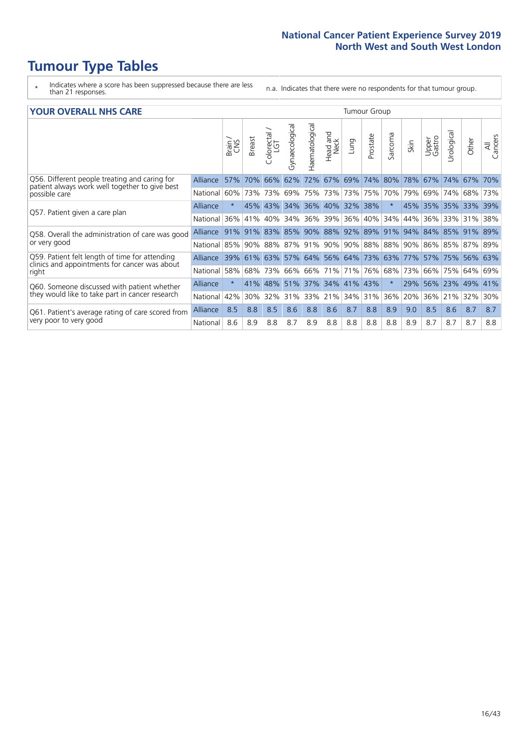# Tumour Type Tables

\* Indicates where a score has been suppressed because there are less than 21 responses.

n.a. Indicates that there were no respondents for that tumour group.

## YOUR OVERALL NHS CARE

| | | Brain / CNS | Breast | Colorectal / LGT | Gynaecological | Haematological | Head and Neck | Lung | Prostate | Sarcoma | Skin | Upper Gastro | Urological | Other | All Cancers |
|---|---|---|---|---|---|---|---|---|---|---|---|---|---|---|---|
| Q56. Different people treating and caring for patient always work well together to give best possible care | Alliance | 57% | 70% | 66% | 62% | 72% | 67% | 69% | 74% | 80% | 78% | 67% | 74% | 67% | 70% |
| | National | 60% | 73% | 73% | 69% | 75% | 73% | 73% | 75% | 70% | 79% | 69% | 74% | 68% | 73% |
| Q57. Patient given a care plan | Alliance | * | 45% | 43% | 34% | 36% | 40% | 32% | 38% | * | 45% | 35% | 35% | 33% | 39% |
| | National | 36% | 41% | 40% | 34% | 36% | 39% | 36% | 40% | 34% | 44% | 36% | 33% | 31% | 38% |
| Q58. Overall the administration of care was good or very good | Alliance | 91% | 91% | 83% | 85% | 90% | 88% | 92% | 89% | 91% | 94% | 84% | 85% | 91% | 89% |
| | National | 85% | 90% | 88% | 87% | 91% | 90% | 90% | 88% | 88% | 90% | 86% | 85% | 87% | 89% |
| Q59. Patient felt length of time for attending clinics and appointments for cancer was about right | Alliance | 39% | 61% | 63% | 57% | 64% | 56% | 64% | 73% | 63% | 77% | 57% | 75% | 56% | 63% |
| | National | 58% | 68% | 73% | 66% | 66% | 71% | 71% | 76% | 68% | 73% | 66% | 75% | 64% | 69% |
| Q60. Someone discussed with patient whether they would like to take part in cancer research | Alliance | * | 41% | 48% | 51% | 37% | 34% | 41% | 43% | * | 29% | 56% | 23% | 49% | 41% |
| | National | 42% | 30% | 32% | 31% | 33% | 21% | 34% | 31% | 36% | 20% | 36% | 21% | 32% | 30% |
| Q61. Patient's average rating of care scored from very poor to very good | Alliance | 8.5 | 8.8 | 8.5 | 8.6 | 8.8 | 8.6 | 8.7 | 8.8 | 8.9 | 9.0 | 8.5 | 8.6 | 8.7 | 8.7 |
| | National | 8.6 | 8.9 | 8.8 | 8.7 | 8.9 | 8.8 | 8.8 | 8.8 | 8.8 | 8.9 | 8.7 | 8.7 | 8.7 | 8.8 |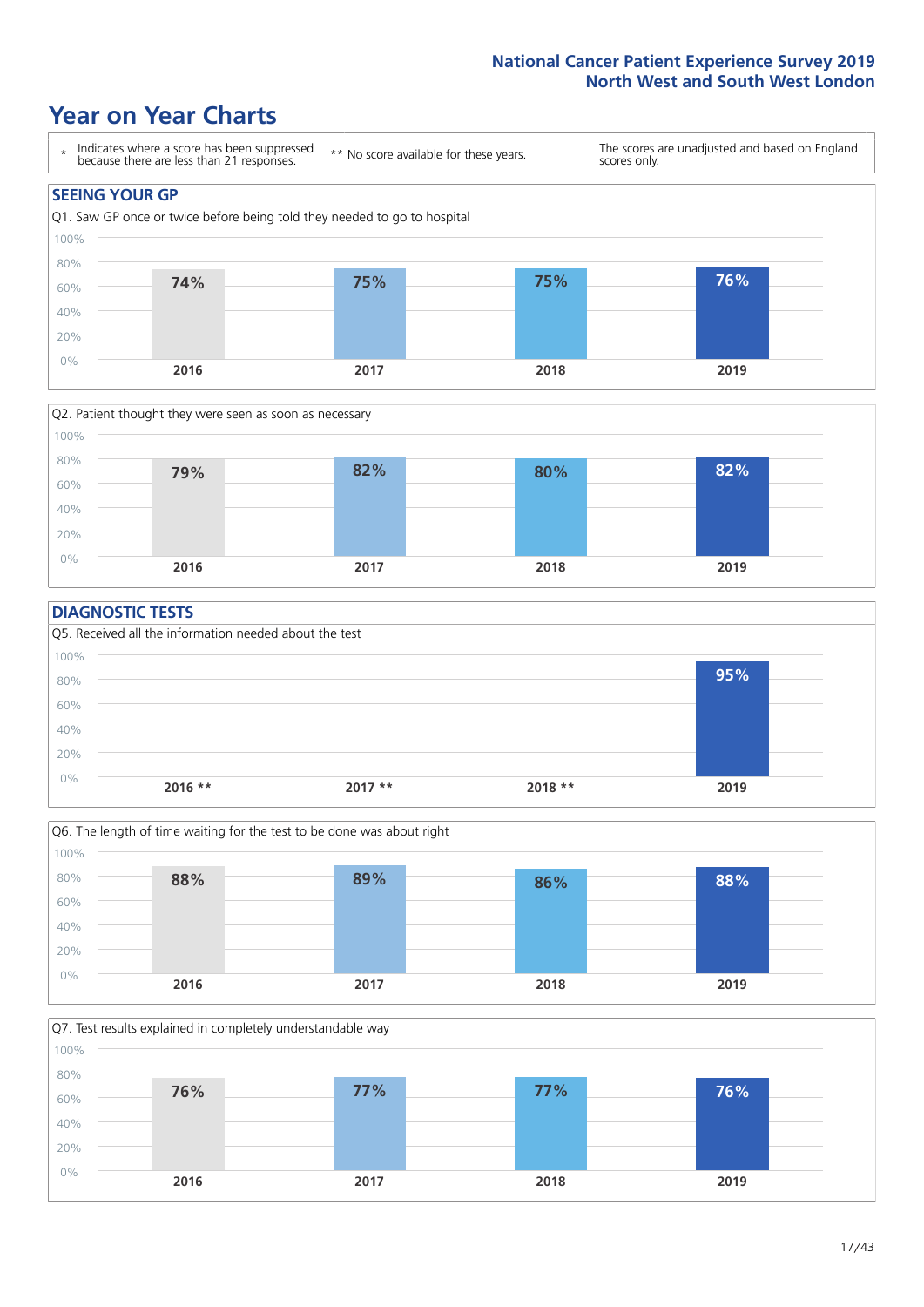# Year on Year Charts

\* Indicates where a score has been suppressed because there are less than 21 responses.

** No score available for these years.

The scores are unadjusted and based on England scores only.

## SEEING YOUR GP

Q1. Saw GP once or twice before being told they needed to go to hospital

| 2016 | 2017 | 2018 | 2019 |
|---|---|---|---|
| 74% | 75% | 75% | 76% |

Q2. Patient thought they were seen as soon as necessary

| 2016 | 2017 | 2018 | 2019 |
|---|---|---|---|
| 79% | 82% | 80% | 82% |

## DIAGNOSTIC TESTS

Q5. Received all the information needed about the test

| 2016 ** | 2017 ** | 2018 ** | 2019 |
|---|---|---|---|
| | | | 95% |

Q6. The length of time waiting for the test to be done was about right

| 2016 | 2017 | 2018 | 2019 |
|---|---|---|---|
| 88% | 89% | 86% | 88% |

Q7. Test results explained in completely understandable way

| 2016 | 2017 | 2018 | 2019 |
|---|---|---|---|
| 76% | 77% | 77% | 76% |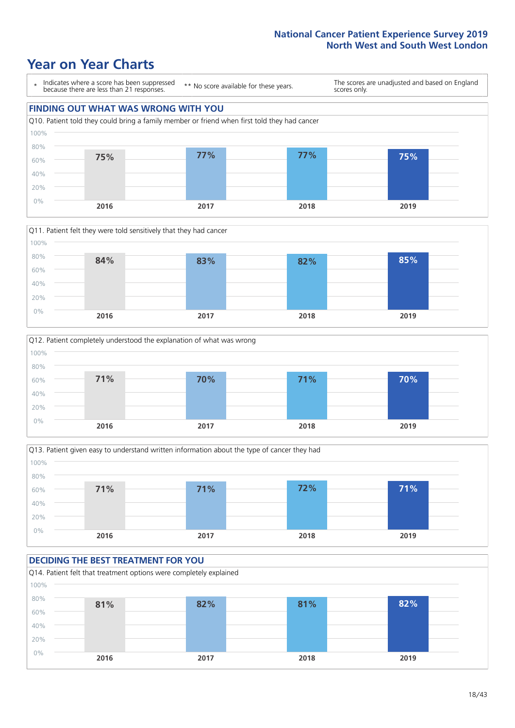# Year on Year Charts

\* Indicates where a score has been suppressed because there are less than 21 responses.

\*\* No score available for these years.

The scores are unadjusted and based on England scores only.

## FINDING OUT WHAT WAS WRONG WITH YOU

Q10. Patient told they could bring a family member or friend when first told they had cancer

| 2016 | 2017 | 2018 | 2019 |
|---|---|---|---|
| 75% | 77% | 77% | 75% |

Q11. Patient felt they were told sensitively that they had cancer

| 2016 | 2017 | 2018 | 2019 |
|---|---|---|---|
| 84% | 83% | 82% | 85% |

Q12. Patient completely understood the explanation of what was wrong

| 2016 | 2017 | 2018 | 2019 |
|---|---|---|---|
| 71% | 70% | 71% | 70% |

Q13. Patient given easy to understand written information about the type of cancer they had

| 2016 | 2017 | 2018 | 2019 |
|---|---|---|---|
| 71% | 71% | 72% | 71% |

## DECIDING THE BEST TREATMENT FOR YOU

Q14. Patient felt that treatment options were completely explained

| 2016 | 2017 | 2018 | 2019 |
|---|---|---|---|
| 81% | 82% | 81% | 82% |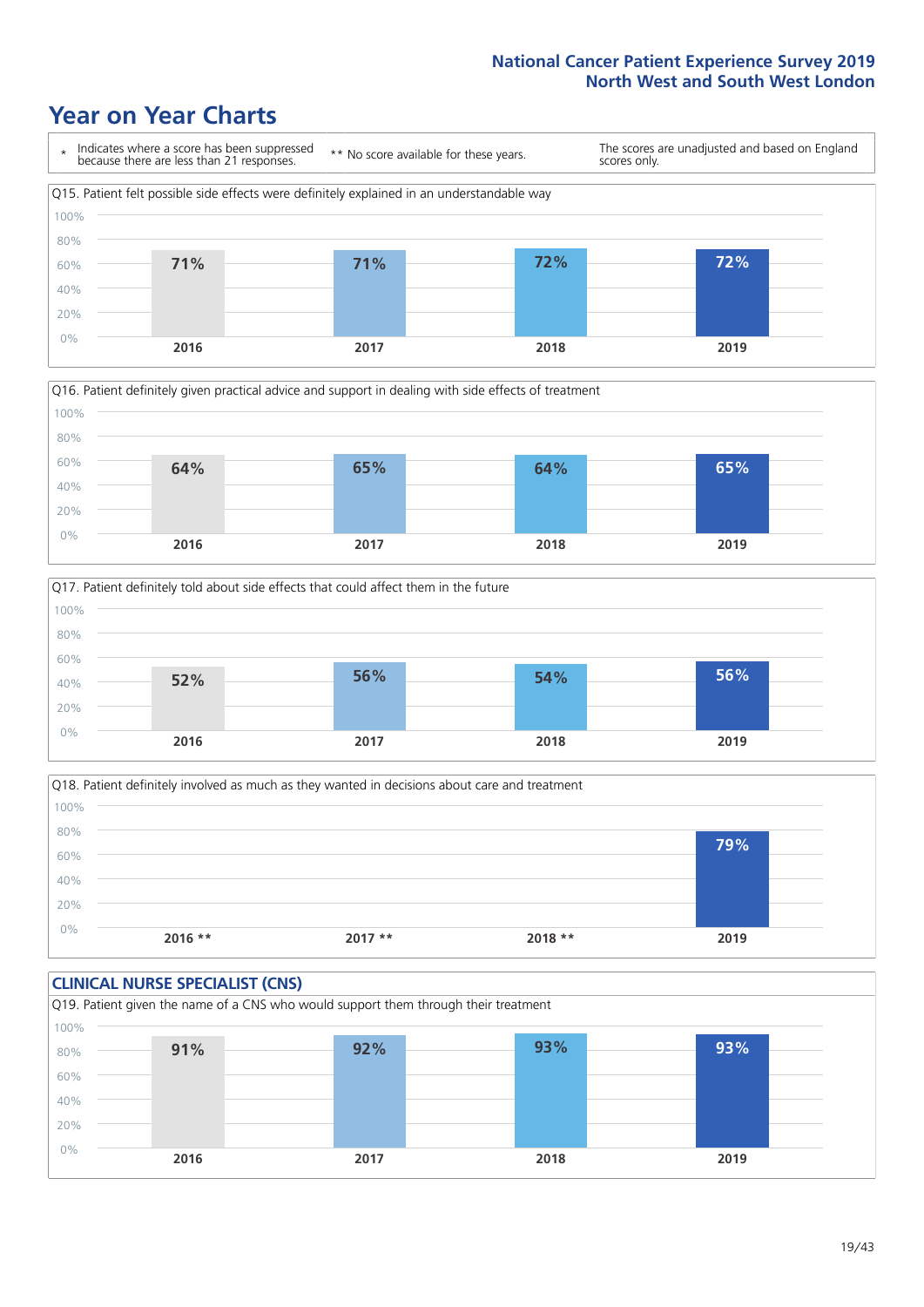# Year on Year Charts

\* Indicates where a score has been suppressed because there are less than 21 responses.

** No score available for these years.

The scores are unadjusted and based on England scores only.

Q15. Patient felt possible side effects were definitely explained in an understandable way

| 2016 | 2017 | 2018 | 2019 |
|---|---|---|---|
| 71% | 71% | 72% | 72% |

Q16. Patient definitely given practical advice and support in dealing with side effects of treatment

| 2016 | 2017 | 2018 | 2019 |
|---|---|---|---|
| 64% | 65% | 64% | 65% |

Q17. Patient definitely told about side effects that could affect them in the future

| 2016 | 2017 | 2018 | 2019 |
|---|---|---|---|
| 52% | 56% | 54% | 56% |

Q18. Patient definitely involved as much as they wanted in decisions about care and treatment

| 2016 ** | 2017 ** | 2018 ** | 2019 |
|---|---|---|---|
| | | | 79% |

## CLINICAL NURSE SPECIALIST (CNS)

Q19. Patient given the name of a CNS who would support them through their treatment

| 2016 | 2017 | 2018 | 2019 |
|---|---|---|---|
| 91% | 92% | 93% | 93% |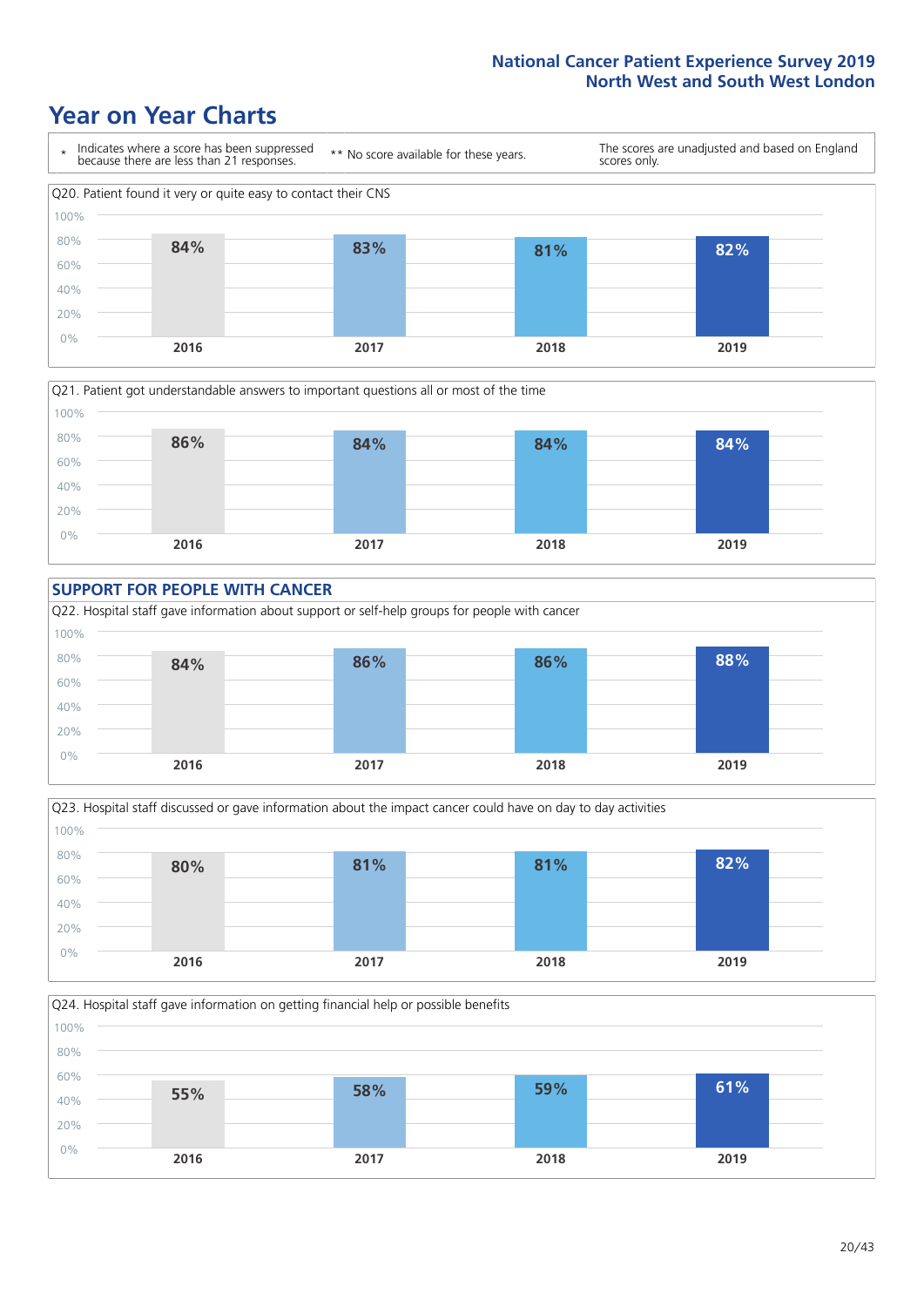# Year on Year Charts

* Indicates where a score has been suppressed because there are less than 21 responses. ** No score available for these years. The scores are unadjusted and based on England scores only.

Q20. Patient found it very or quite easy to contact their CNS

| 2016 | 2017 | 2018 | 2019 |
|---|---|---|---|
| 84% | 83% | 81% | 82% |

Q21. Patient got understandable answers to important questions all or most of the time

| 2016 | 2017 | 2018 | 2019 |
|---|---|---|---|
| 86% | 84% | 84% | 84% |

## SUPPORT FOR PEOPLE WITH CANCER

Q22. Hospital staff gave information about support or self-help groups for people with cancer

| 2016 | 2017 | 2018 | 2019 |
|---|---|---|---|
| 84% | 86% | 86% | 88% |

Q23. Hospital staff discussed or gave information about the impact cancer could have on day to day activities

| 2016 | 2017 | 2018 | 2019 |
|---|---|---|---|
| 80% | 81% | 81% | 82% |

Q24. Hospital staff gave information on getting financial help or possible benefits

| 2016 | 2017 | 2018 | 2019 |
|---|---|---|---|
| 55% | 58% | 59% | 61% |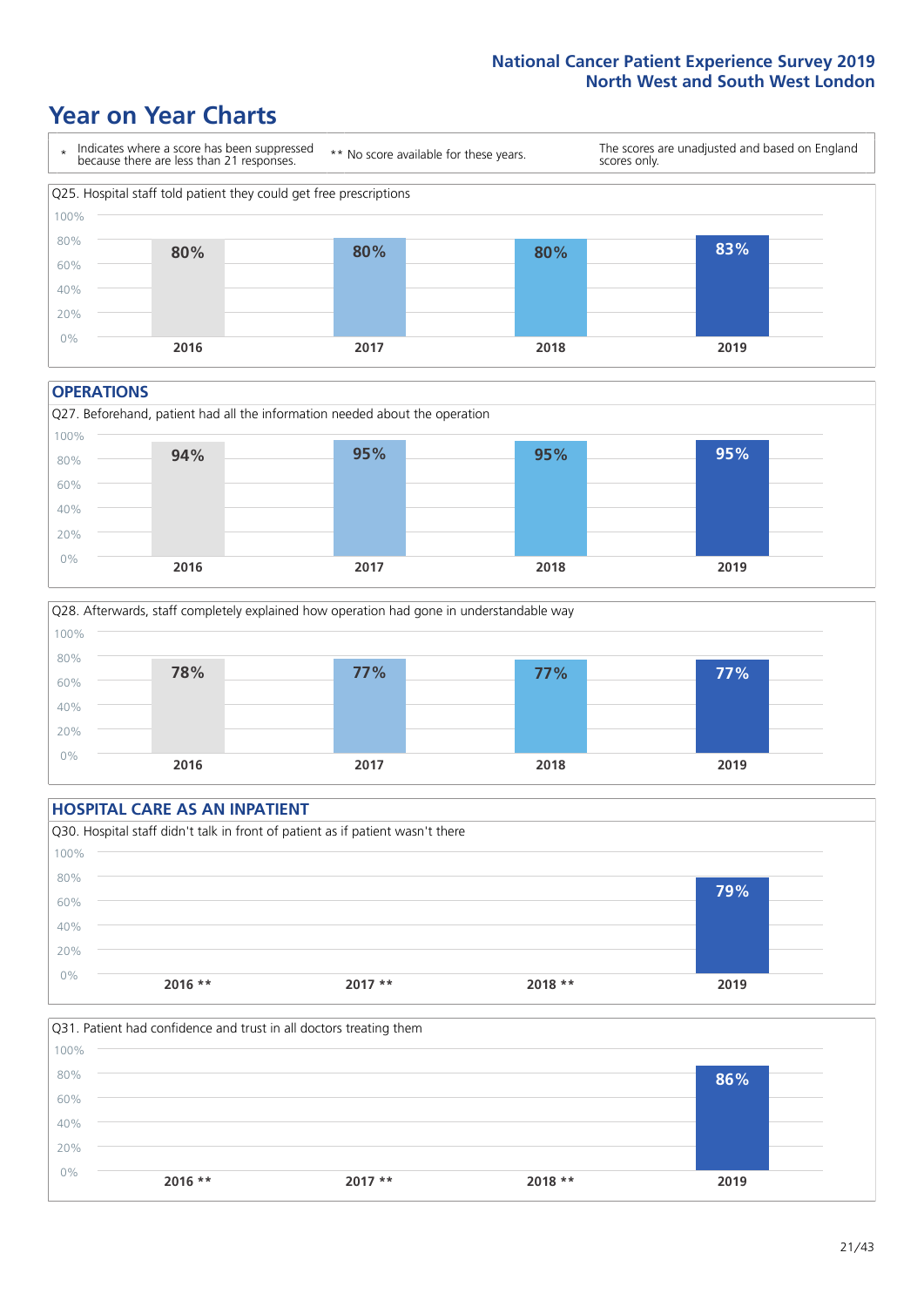# Year on Year Charts

\* Indicates where a score has been suppressed because there are less than 21 responses.

\*\* No score available for these years.

The scores are unadjusted and based on England scores only.

Q25. Hospital staff told patient they could get free prescriptions

| 2016 | 2017 | 2018 | 2019 |
| --- | --- | --- | --- |
| 80% | 80% | 80% | 83% |

## OPERATIONS

Q27. Beforehand, patient had all the information needed about the operation

| 2016 | 2017 | 2018 | 2019 |
| --- | --- | --- | --- |
| 94% | 95% | 95% | 95% |

Q28. Afterwards, staff completely explained how operation had gone in understandable way

| 2016 | 2017 | 2018 | 2019 |
| --- | --- | --- | --- |
| 78% | 77% | 77% | 77% |

## HOSPITAL CARE AS AN INPATIENT

Q30. Hospital staff didn't talk in front of patient as if patient wasn't there

| 2016 ** | 2017 ** | 2018 ** | 2019 |
| --- | --- | --- | --- |
| | | | 79% |

Q31. Patient had confidence and trust in all doctors treating them

| 2016 ** | 2017 ** | 2018 ** | 2019 |
| --- | --- | --- | --- |
| | | | 86% |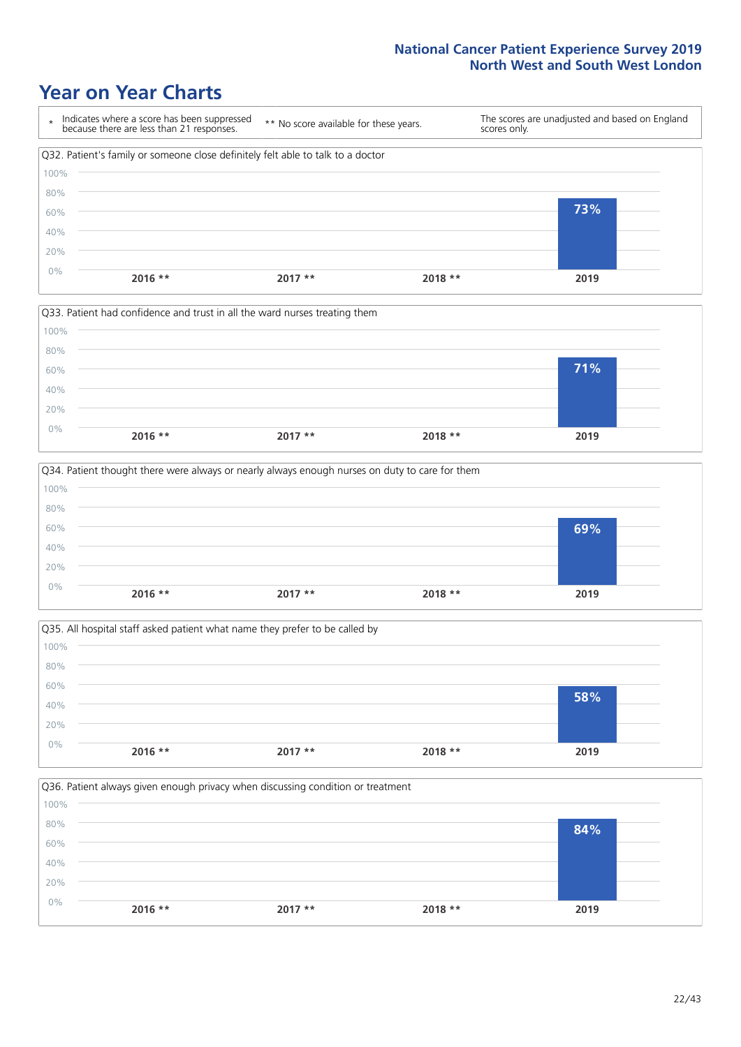# Year on Year Charts

\* Indicates where a score has been suppressed because there are less than 21 responses.

** No score available for these years.

The scores are unadjusted and based on England scores only.

Q32. Patient's family or someone close definitely felt able to talk to a doctor

| 2016 ** | 2017 ** | 2018 ** | 2019 |
|---|---|---|---|
| | | | 73% |

Q33. Patient had confidence and trust in all the ward nurses treating them

| 2016 ** | 2017 ** | 2018 ** | 2019 |
|---|---|---|---|
| | | | 71% |

Q34. Patient thought there were always or nearly always enough nurses on duty to care for them

| 2016 ** | 2017 ** | 2018 ** | 2019 |
|---|---|---|---|
| | | | 69% |

Q35. All hospital staff asked patient what name they prefer to be called by

| 2016 ** | 2017 ** | 2018 ** | 2019 |
|---|---|---|---|
| | | | 58% |

Q36. Patient always given enough privacy when discussing condition or treatment

| 2016 ** | 2017 ** | 2018 ** | 2019 |
|---|---|---|---|
| | | | 84% |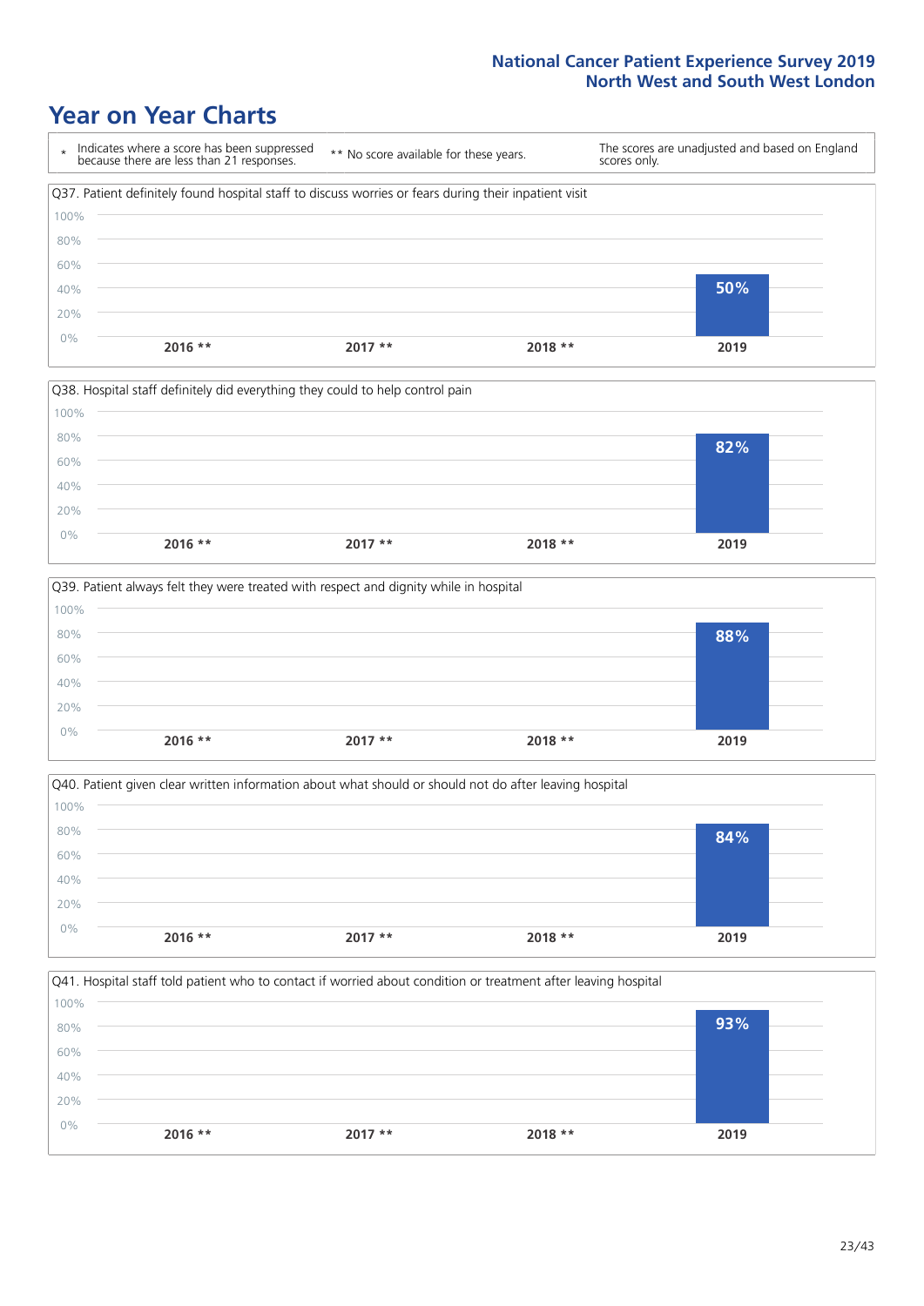# Year on Year Charts

\* Indicates where a score has been suppressed because there are less than 21 responses.

** No score available for these years.

The scores are unadjusted and based on England scores only.

Q37. Patient definitely found hospital staff to discuss worries or fears during their inpatient visit

| 2016 ** | 2017 ** | 2018 ** | 2019 |
|---|---|---|---|
| | | | 50% |

Q38. Hospital staff definitely did everything they could to help control pain

| 2016 ** | 2017 ** | 2018 ** | 2019 |
|---|---|---|---|
| | | | 82% |

Q39. Patient always felt they were treated with respect and dignity while in hospital

| 2016 ** | 2017 ** | 2018 ** | 2019 |
|---|---|---|---|
| | | | 88% |

Q40. Patient given clear written information about what should or should not do after leaving hospital

| 2016 ** | 2017 ** | 2018 ** | 2019 |
|---|---|---|---|
| | | | 84% |

Q41. Hospital staff told patient who to contact if worried about condition or treatment after leaving hospital

| 2016 ** | 2017 ** | 2018 ** | 2019 |
|---|---|---|---|
| | | | 93% |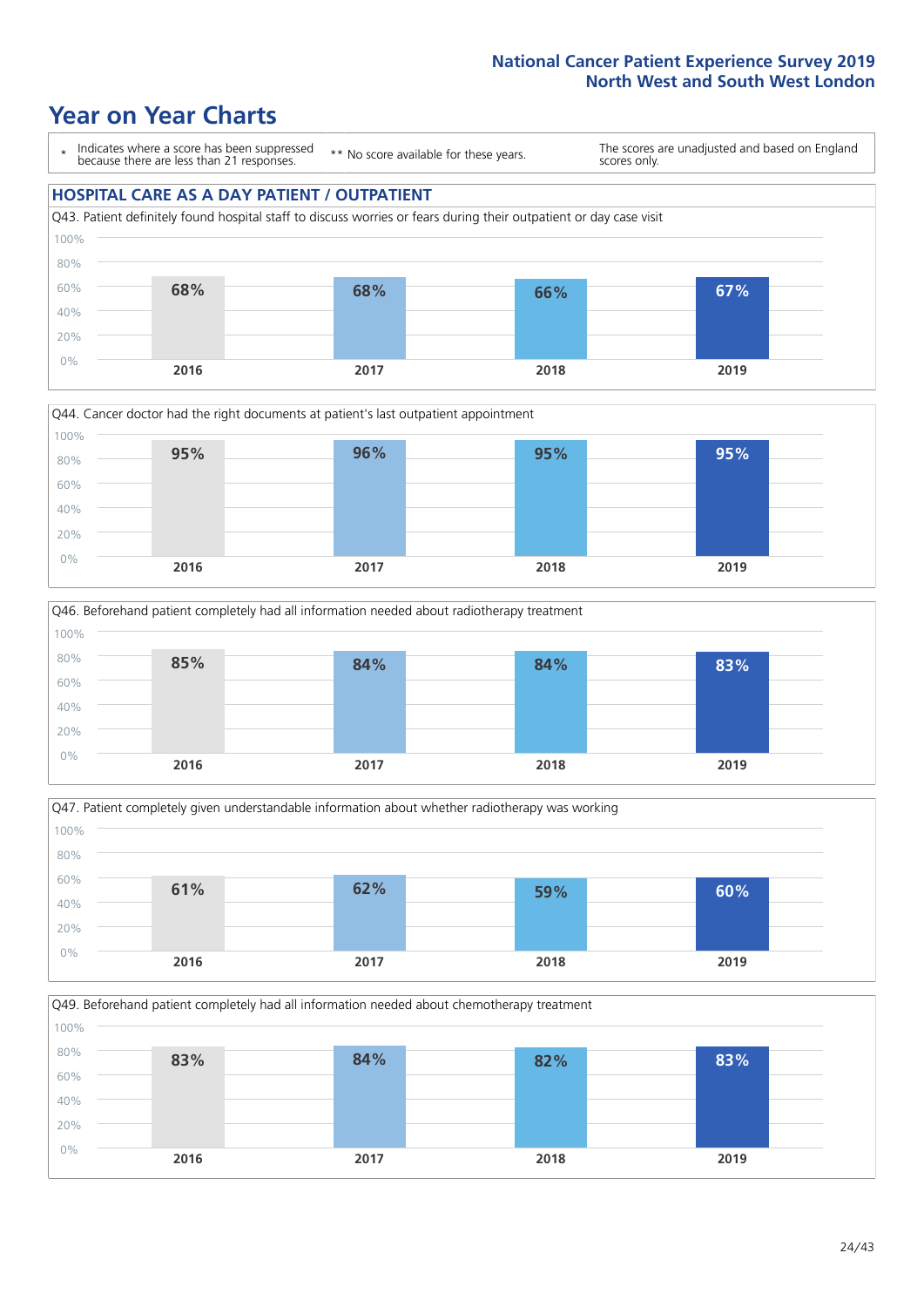# Year on Year Charts

\* Indicates where a score has been suppressed because there are less than 21 responses.

** No score available for these years.

The scores are unadjusted and based on England scores only.

## HOSPITAL CARE AS A DAY PATIENT / OUTPATIENT

Q43. Patient definitely found hospital staff to discuss worries or fears during their outpatient or day case visit

| 2016 | 2017 | 2018 | 2019 |
|---|---|---|---|
| 68% | 68% | 66% | 67% |

Q44. Cancer doctor had the right documents at patient's last outpatient appointment

| 2016 | 2017 | 2018 | 2019 |
|---|---|---|---|
| 95% | 96% | 95% | 95% |

Q46. Beforehand patient completely had all information needed about radiotherapy treatment

| 2016 | 2017 | 2018 | 2019 |
|---|---|---|---|
| 85% | 84% | 84% | 83% |

Q47. Patient completely given understandable information about whether radiotherapy was working

| 2016 | 2017 | 2018 | 2019 |
|---|---|---|---|
| 61% | 62% | 59% | 60% |

Q49. Beforehand patient completely had all information needed about chemotherapy treatment

| 2016 | 2017 | 2018 | 2019 |
|---|---|---|---|
| 83% | 84% | 82% | 83% |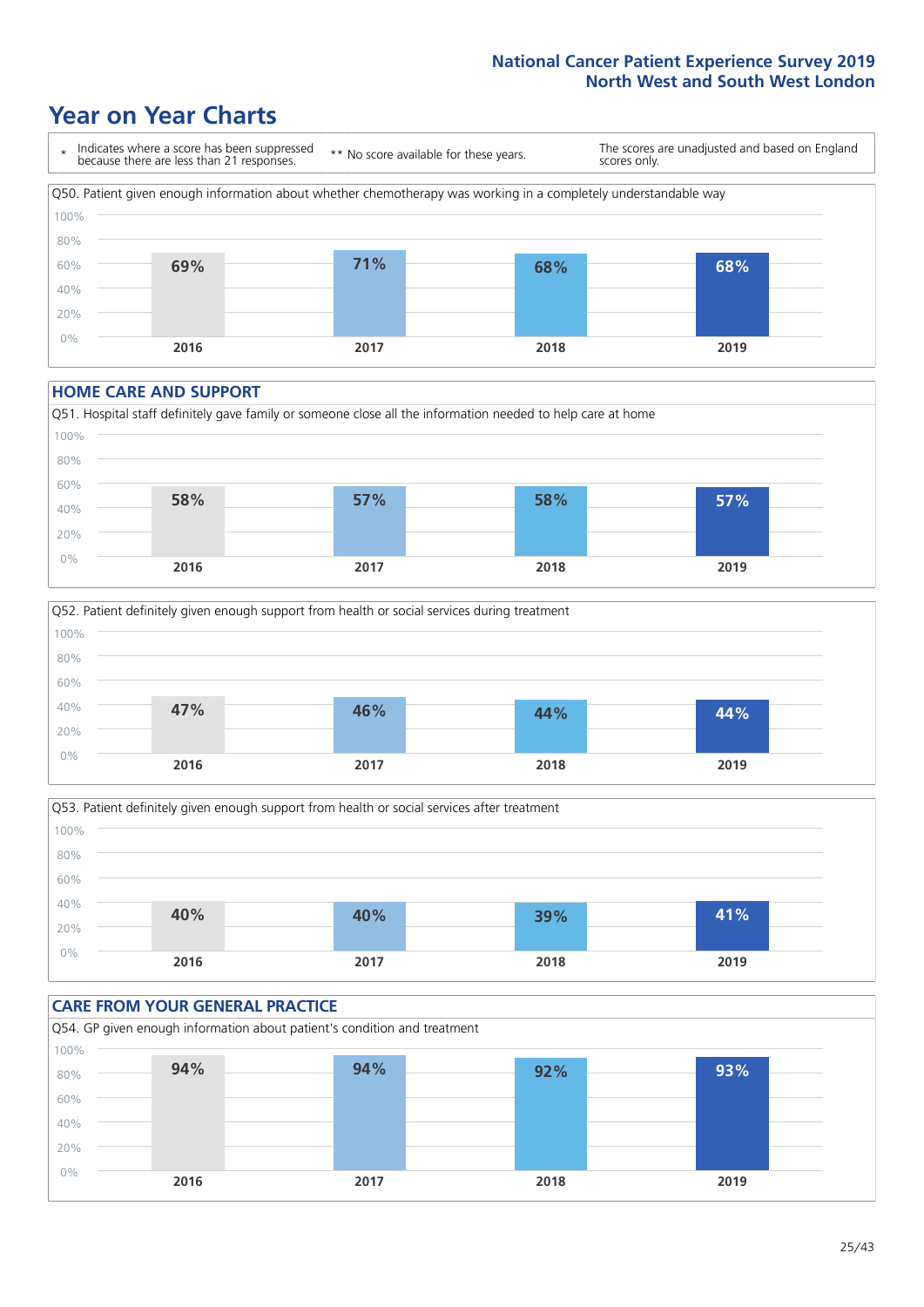# Year on Year Charts

\* Indicates where a score has been suppressed because there are less than 21 responses.

\*\* No score available for these years.

The scores are unadjusted and based on England scores only.

Q50. Patient given enough information about whether chemotherapy was working in a completely understandable way

| 2016 | 2017 | 2018 | 2019 |
|---|---|---|---|
| 69% | 71% | 68% | 68% |

## HOME CARE AND SUPPORT

Q51. Hospital staff definitely gave family or someone close all the information needed to help care at home

| 2016 | 2017 | 2018 | 2019 |
|---|---|---|---|
| 58% | 57% | 58% | 57% |

Q52. Patient definitely given enough support from health or social services during treatment

| 2016 | 2017 | 2018 | 2019 |
|---|---|---|---|
| 47% | 46% | 44% | 44% |

Q53. Patient definitely given enough support from health or social services after treatment

| 2016 | 2017 | 2018 | 2019 |
|---|---|---|---|
| 40% | 40% | 39% | 41% |

## CARE FROM YOUR GENERAL PRACTICE

Q54. GP given enough information about patient's condition and treatment

| 2016 | 2017 | 2018 | 2019 |
|---|---|---|---|
| 94% | 94% | 92% | 93% |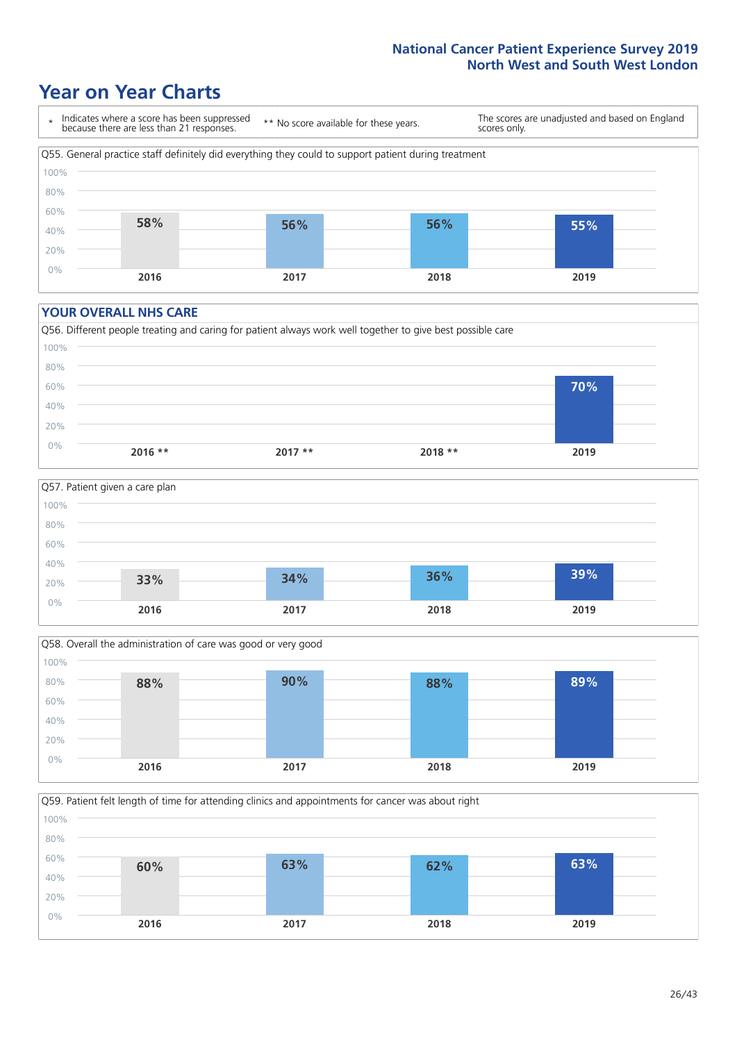# Year on Year Charts

\* Indicates where a score has been suppressed because there are less than 21 responses.

\*\* No score available for these years.

The scores are unadjusted and based on England scores only.

Q55. General practice staff definitely did everything they could to support patient during treatment

| 2016 | 2017 | 2018 | 2019 |
|---|---|---|---|
| 58% | 56% | 56% | 55% |

## YOUR OVERALL NHS CARE

Q56. Different people treating and caring for patient always work well together to give best possible care

| 2016 ** | 2017 ** | 2018 ** | 2019 |
|---|---|---|---|
| | | | 70% |

Q57. Patient given a care plan

| 2016 | 2017 | 2018 | 2019 |
|---|---|---|---|
| 33% | 34% | 36% | 39% |

Q58. Overall the administration of care was good or very good

| 2016 | 2017 | 2018 | 2019 |
|---|---|---|---|
| 88% | 90% | 88% | 89% |

Q59. Patient felt length of time for attending clinics and appointments for cancer was about right

| 2016 | 2017 | 2018 | 2019 |
|---|---|---|---|
| 60% | 63% | 62% | 63% |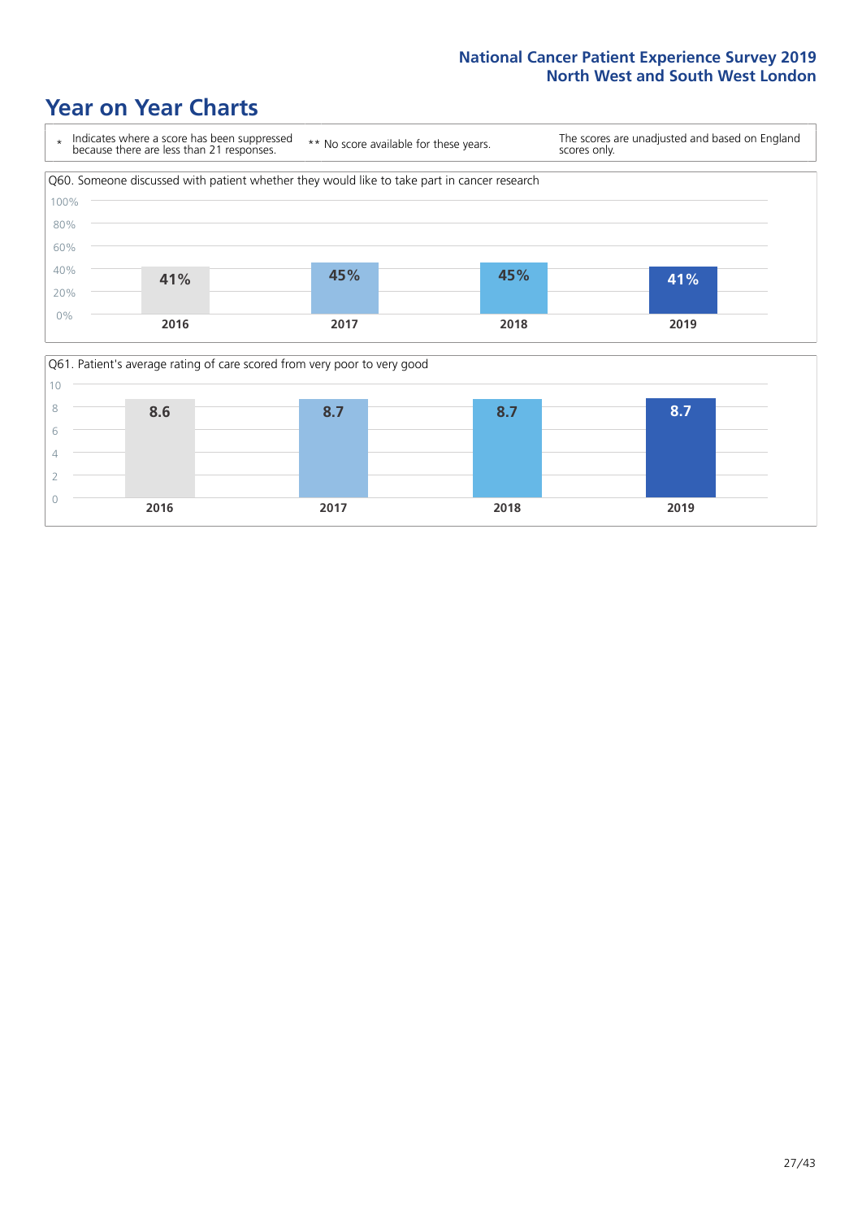# Year on Year Charts

\* Indicates where a score has been suppressed because there are less than 21 responses.

\*\* No score available for these years.

The scores are unadjusted and based on England scores only.

Q60. Someone discussed with patient whether they would like to take part in cancer research

| 2016 | 2017 | 2018 | 2019 |
|---|---|---|---|
| 41% | 45% | 45% | 41% |

Q61. Patient's average rating of care scored from very poor to very good

| 2016 | 2017 | 2018 | 2019 |
|---|---|---|---|
| 8.6 | 8.7 | 8.7 | 8.7 |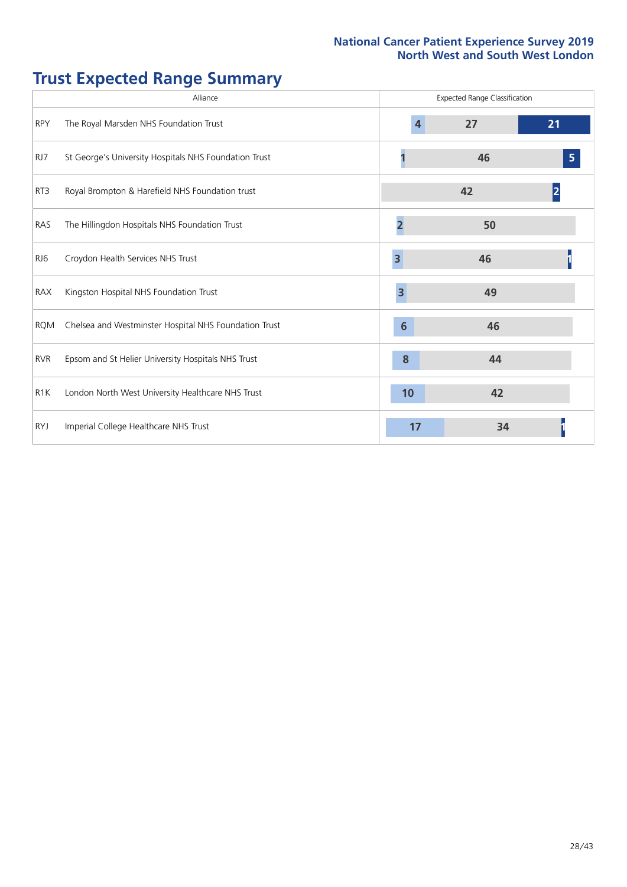# Trust Expected Range Summary

| Alliance | | Expected Range Classification | | |
|---|---|---|---|---|
| RPY | The Royal Marsden NHS Foundation Trust | 4 | 27 | 21 |
| RJ7 | St George's University Hospitals NHS Foundation Trust | 1 | 46 | 5 |
| RT3 | Royal Brompton & Harefield NHS Foundation trust | | 42 | 2 |
| RAS | The Hillingdon Hospitals NHS Foundation Trust | 2 | 50 | |
| RJ6 | Croydon Health Services NHS Trust | 3 | 46 | 1 |
| RAX | Kingston Hospital NHS Foundation Trust | 3 | 49 | |
| RQM | Chelsea and Westminster Hospital NHS Foundation Trust | 6 | 46 | |
| RVR | Epsom and St Helier University Hospitals NHS Trust | 8 | 44 | |
| R1K | London North West University Healthcare NHS Trust | 10 | 42 | |
| RYJ | Imperial College Healthcare NHS Trust | 17 | 34 | 1 |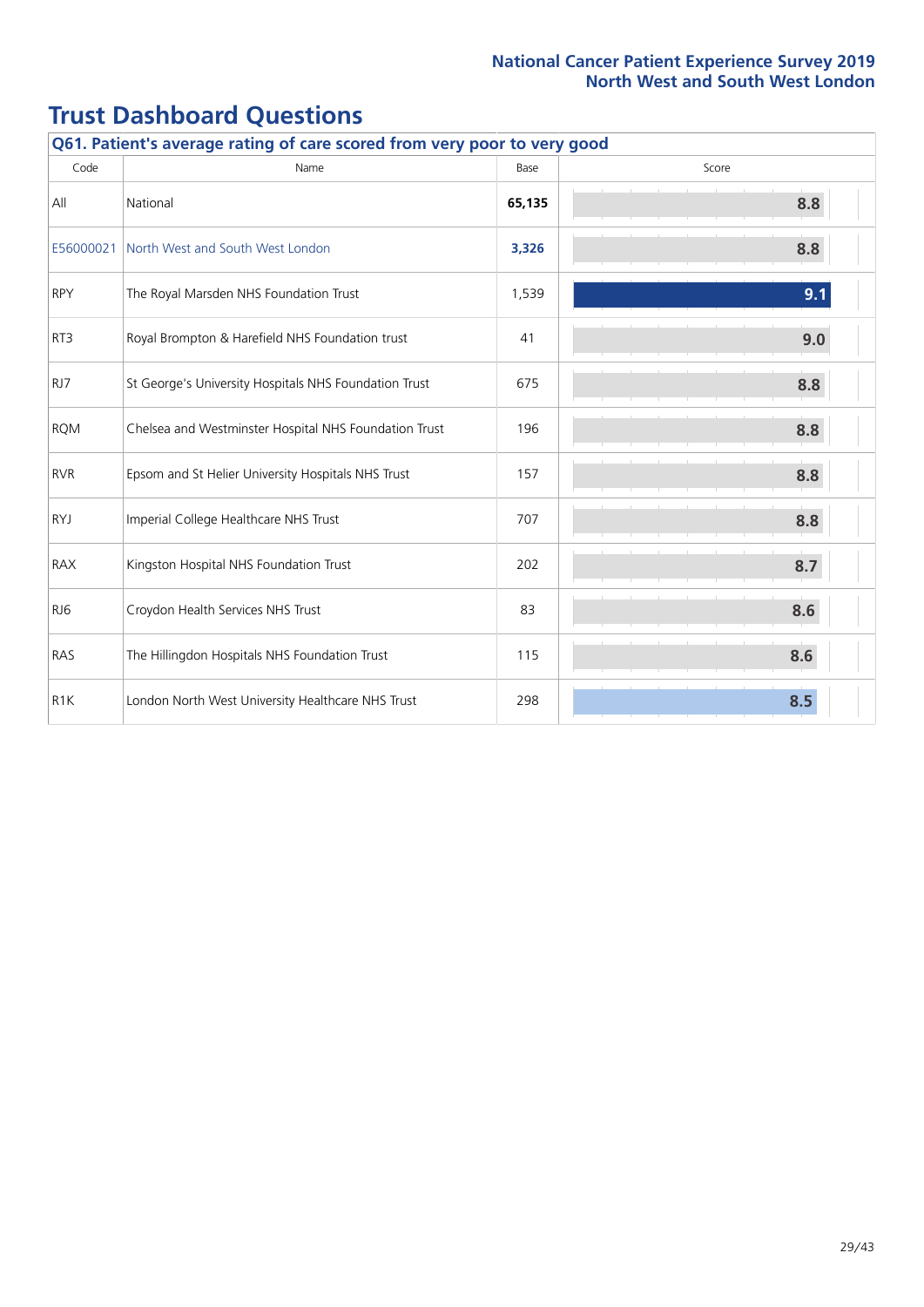# Trust Dashboard Questions

**Q61. Patient's average rating of care scored from very poor to very good**

| Code | Name | Base | Score |
|---|---|---|---|
| All | National | **65,135** | 8.8 |
| E56000021 | North West and South West London | **3,326** | 8.8 |
| RPY | The Royal Marsden NHS Foundation Trust | 1,539 | 9.1 |
| RT3 | Royal Brompton & Harefield NHS Foundation trust | 41 | 9.0 |
| RJ7 | St George's University Hospitals NHS Foundation Trust | 675 | 8.8 |
| RQM | Chelsea and Westminster Hospital NHS Foundation Trust | 196 | 8.8 |
| RVR | Epsom and St Helier University Hospitals NHS Trust | 157 | 8.8 |
| RYJ | Imperial College Healthcare NHS Trust | 707 | 8.8 |
| RAX | Kingston Hospital NHS Foundation Trust | 202 | 8.7 |
| RJ6 | Croydon Health Services NHS Trust | 83 | 8.6 |
| RAS | The Hillingdon Hospitals NHS Foundation Trust | 115 | 8.6 |
| R1K | London North West University Healthcare NHS Trust | 298 | 8.5 |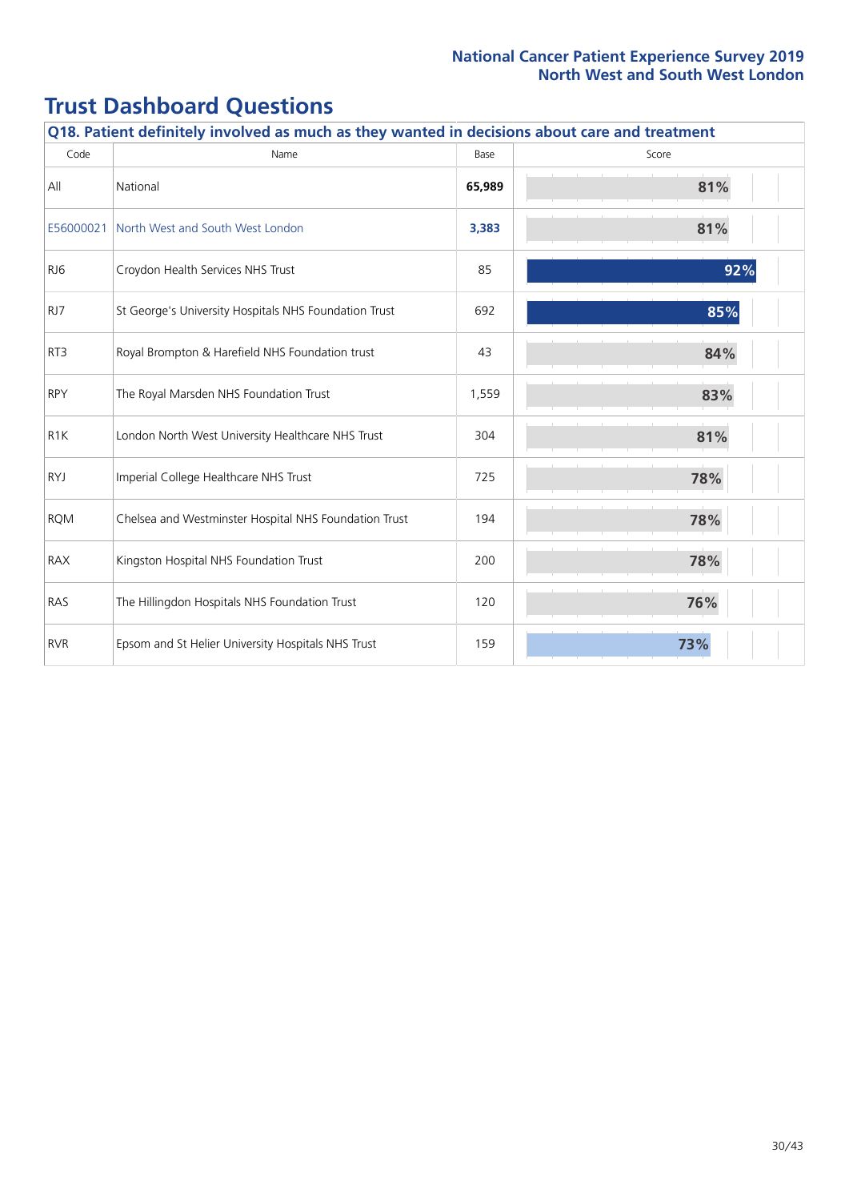# Trust Dashboard Questions

| Q18. Patient definitely involved as much as they wanted in decisions about care and treatment | | | |
|---|---|---|---|
| Code | Name | Base | Score |
| All | National | **65,989** | 81% |
| E56000021 | North West and South West London | **3,383** | 81% |
| RJ6 | Croydon Health Services NHS Trust | 85 | 92% |
| RJ7 | St George's University Hospitals NHS Foundation Trust | 692 | 85% |
| RT3 | Royal Brompton & Harefield NHS Foundation trust | 43 | 84% |
| RPY | The Royal Marsden NHS Foundation Trust | 1,559 | 83% |
| R1K | London North West University Healthcare NHS Trust | 304 | 81% |
| RYJ | Imperial College Healthcare NHS Trust | 725 | 78% |
| RQM | Chelsea and Westminster Hospital NHS Foundation Trust | 194 | 78% |
| RAX | Kingston Hospital NHS Foundation Trust | 200 | 78% |
| RAS | The Hillingdon Hospitals NHS Foundation Trust | 120 | 76% |
| RVR | Epsom and St Helier University Hospitals NHS Trust | 159 | 73% |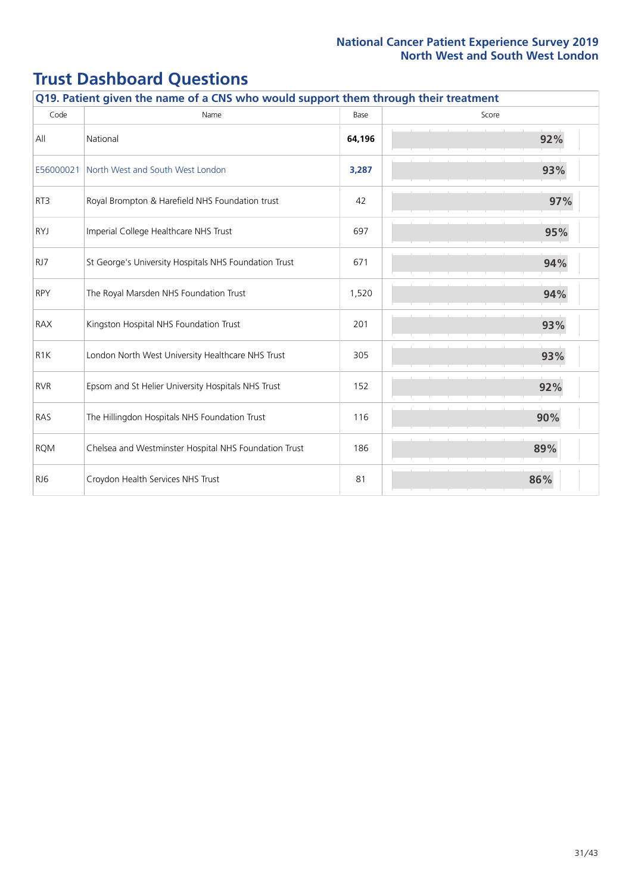# Trust Dashboard Questions

| Q19. Patient given the name of a CNS who would support them through their treatment | | | |
|---|---|---|---|
| Code | Name | Base | Score |
| All | National | **64,196** | 92% |
| E56000021 | North West and South West London | **3,287** | 93% |
| RT3 | Royal Brompton & Harefield NHS Foundation trust | 42 | 97% |
| RYJ | Imperial College Healthcare NHS Trust | 697 | 95% |
| RJ7 | St George's University Hospitals NHS Foundation Trust | 671 | 94% |
| RPY | The Royal Marsden NHS Foundation Trust | 1,520 | 94% |
| RAX | Kingston Hospital NHS Foundation Trust | 201 | 93% |
| R1K | London North West University Healthcare NHS Trust | 305 | 93% |
| RVR | Epsom and St Helier University Hospitals NHS Trust | 152 | 92% |
| RAS | The Hillingdon Hospitals NHS Foundation Trust | 116 | 90% |
| RQM | Chelsea and Westminster Hospital NHS Foundation Trust | 186 | 89% |
| RJ6 | Croydon Health Services NHS Trust | 81 | 86% |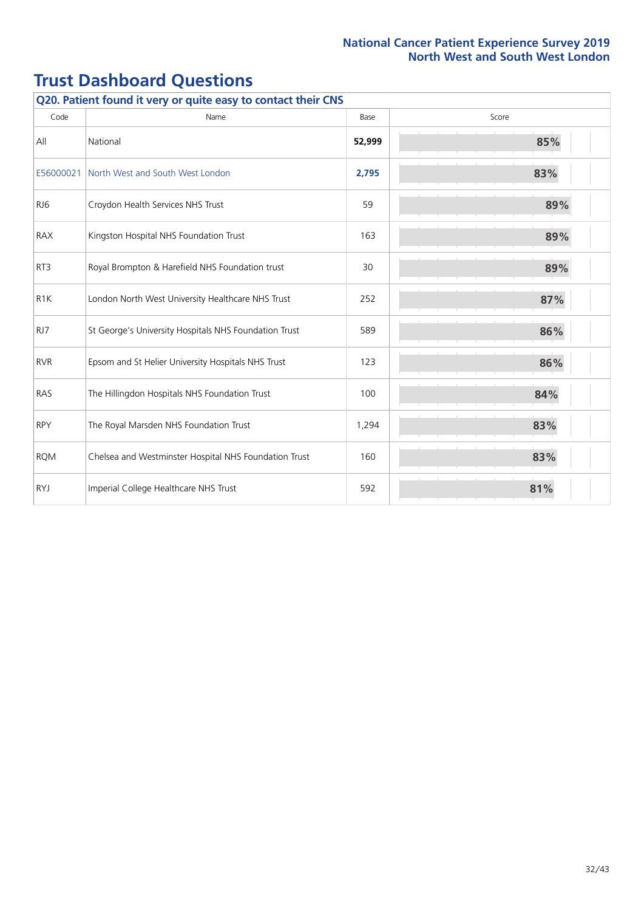# Trust Dashboard Questions

| Q20. Patient found it very or quite easy to contact their CNS | | | |
|---|---|---|---|
| Code | Name | Base | Score |
| All | National | **52,999** | **85%** |
| E56000021 | North West and South West London | **2,795** | **83%** |
| RJ6 | Croydon Health Services NHS Trust | 59 | **89%** |
| RAX | Kingston Hospital NHS Foundation Trust | 163 | **89%** |
| RT3 | Royal Brompton & Harefield NHS Foundation trust | 30 | **89%** |
| R1K | London North West University Healthcare NHS Trust | 252 | **87%** |
| RJ7 | St George's University Hospitals NHS Foundation Trust | 589 | **86%** |
| RVR | Epsom and St Helier University Hospitals NHS Trust | 123 | **86%** |
| RAS | The Hillingdon Hospitals NHS Foundation Trust | 100 | **84%** |
| RPY | The Royal Marsden NHS Foundation Trust | 1,294 | **83%** |
| RQM | Chelsea and Westminster Hospital NHS Foundation Trust | 160 | **83%** |
| RYJ | Imperial College Healthcare NHS Trust | 592 | **81%** |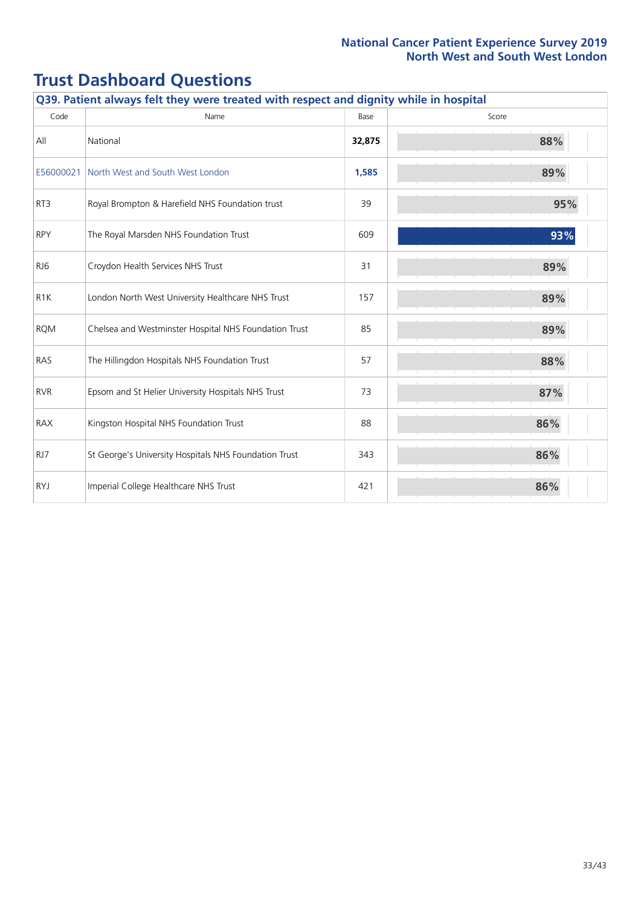# Trust Dashboard Questions

| Q39. Patient always felt they were treated with respect and dignity while in hospital | | | |
|---|---|---|---|
| Code | Name | Base | Score |
| All | National | **32,875** | 88% |
| E56000021 | North West and South West London | **1,585** | 89% |
| RT3 | Royal Brompton & Harefield NHS Foundation trust | 39 | 95% |
| RPY | The Royal Marsden NHS Foundation Trust | 609 | 93% |
| RJ6 | Croydon Health Services NHS Trust | 31 | 89% |
| R1K | London North West University Healthcare NHS Trust | 157 | 89% |
| RQM | Chelsea and Westminster Hospital NHS Foundation Trust | 85 | 89% |
| RAS | The Hillingdon Hospitals NHS Foundation Trust | 57 | 88% |
| RVR | Epsom and St Helier University Hospitals NHS Trust | 73 | 87% |
| RAX | Kingston Hospital NHS Foundation Trust | 88 | 86% |
| RJ7 | St George's University Hospitals NHS Foundation Trust | 343 | 86% |
| RYJ | Imperial College Healthcare NHS Trust | 421 | 86% |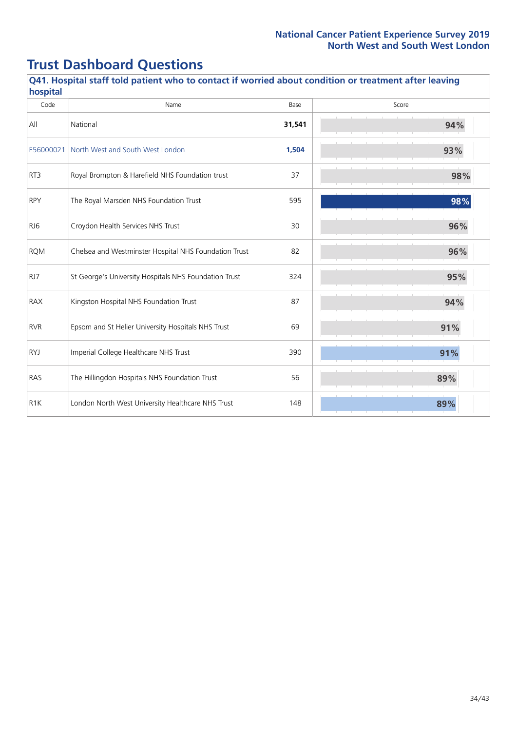# Trust Dashboard Questions

## Q41. Hospital staff told patient who to contact if worried about condition or treatment after leaving hospital

| Code | Name | Base | Score |
|---|---|---|---|
| All | National | **31,541** | 94% |
| E56000021 | North West and South West London | **1,504** | 93% |
| RT3 | Royal Brompton & Harefield NHS Foundation trust | 37 | 98% |
| RPY | The Royal Marsden NHS Foundation Trust | 595 | 98% |
| RJ6 | Croydon Health Services NHS Trust | 30 | 96% |
| RQM | Chelsea and Westminster Hospital NHS Foundation Trust | 82 | 96% |
| RJ7 | St George's University Hospitals NHS Foundation Trust | 324 | 95% |
| RAX | Kingston Hospital NHS Foundation Trust | 87 | 94% |
| RVR | Epsom and St Helier University Hospitals NHS Trust | 69 | 91% |
| RYJ | Imperial College Healthcare NHS Trust | 390 | 91% |
| RAS | The Hillingdon Hospitals NHS Foundation Trust | 56 | 89% |
| R1K | London North West University Healthcare NHS Trust | 148 | 89% |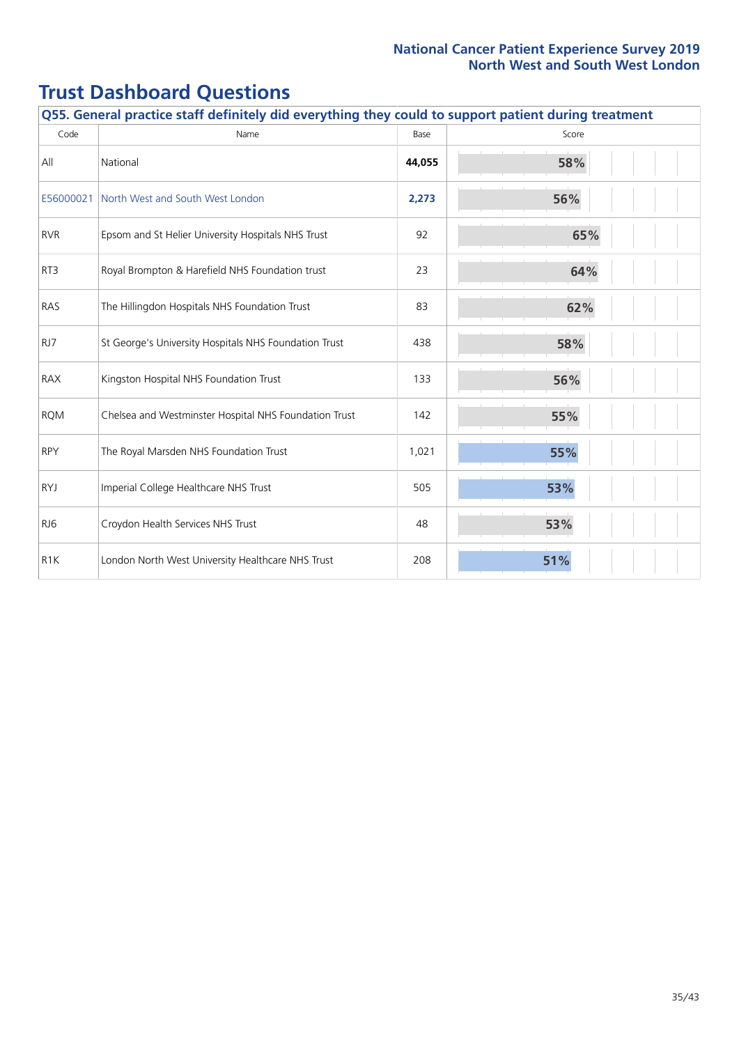# Trust Dashboard Questions

| Q55. General practice staff definitely did everything they could to support patient during treatment | | | |
|---|---|---|---|
| Code | Name | Base | Score |
| All | National | **44,055** | **58%** |
| E56000021 | North West and South West London | **2,273** | **56%** |
| RVR | Epsom and St Helier University Hospitals NHS Trust | 92 | 65% |
| RT3 | Royal Brompton & Harefield NHS Foundation trust | 23 | 64% |
| RAS | The Hillingdon Hospitals NHS Foundation Trust | 83 | 62% |
| RJ7 | St George's University Hospitals NHS Foundation Trust | 438 | 58% |
| RAX | Kingston Hospital NHS Foundation Trust | 133 | 56% |
| RQM | Chelsea and Westminster Hospital NHS Foundation Trust | 142 | 55% |
| RPY | The Royal Marsden NHS Foundation Trust | 1,021 | 55% |
| RYJ | Imperial College Healthcare NHS Trust | 505 | 53% |
| RJ6 | Croydon Health Services NHS Trust | 48 | 53% |
| R1K | London North West University Healthcare NHS Trust | 208 | 51% |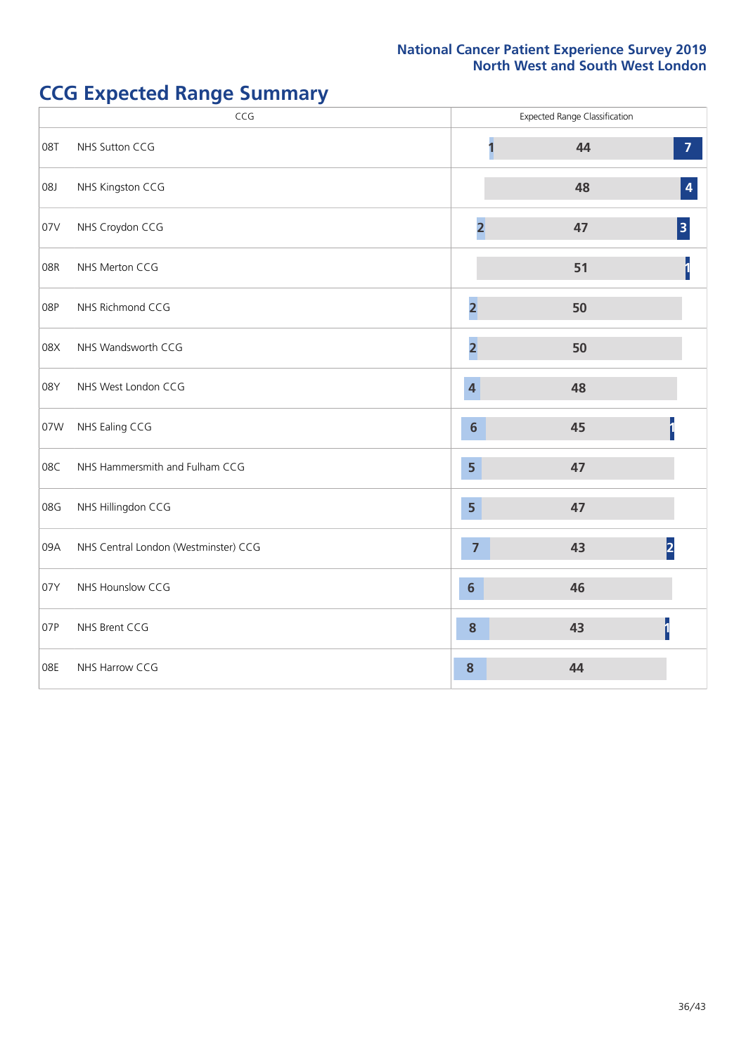# CCG Expected Range Summary

| CCG | | Expected Range Classification | | |
|---|---|---|---|---|
| 08T | NHS Sutton CCG | 1 | 44 | 7 |
| 08J | NHS Kingston CCG | | 48 | 4 |
| 07V | NHS Croydon CCG | 2 | 47 | 3 |
| 08R | NHS Merton CCG | | 51 | 1 |
| 08P | NHS Richmond CCG | 2 | 50 | |
| 08X | NHS Wandsworth CCG | 2 | 50 | |
| 08Y | NHS West London CCG | 4 | 48 | |
| 07W | NHS Ealing CCG | 6 | 45 | 1 |
| 08C | NHS Hammersmith and Fulham CCG | 5 | 47 | |
| 08G | NHS Hillingdon CCG | 5 | 47 | |
| 09A | NHS Central London (Westminster) CCG | 7 | 43 | 2 |
| 07Y | NHS Hounslow CCG | 6 | 46 | |
| 07P | NHS Brent CCG | 8 | 43 | 1 |
| 08E | NHS Harrow CCG | 8 | 44 | |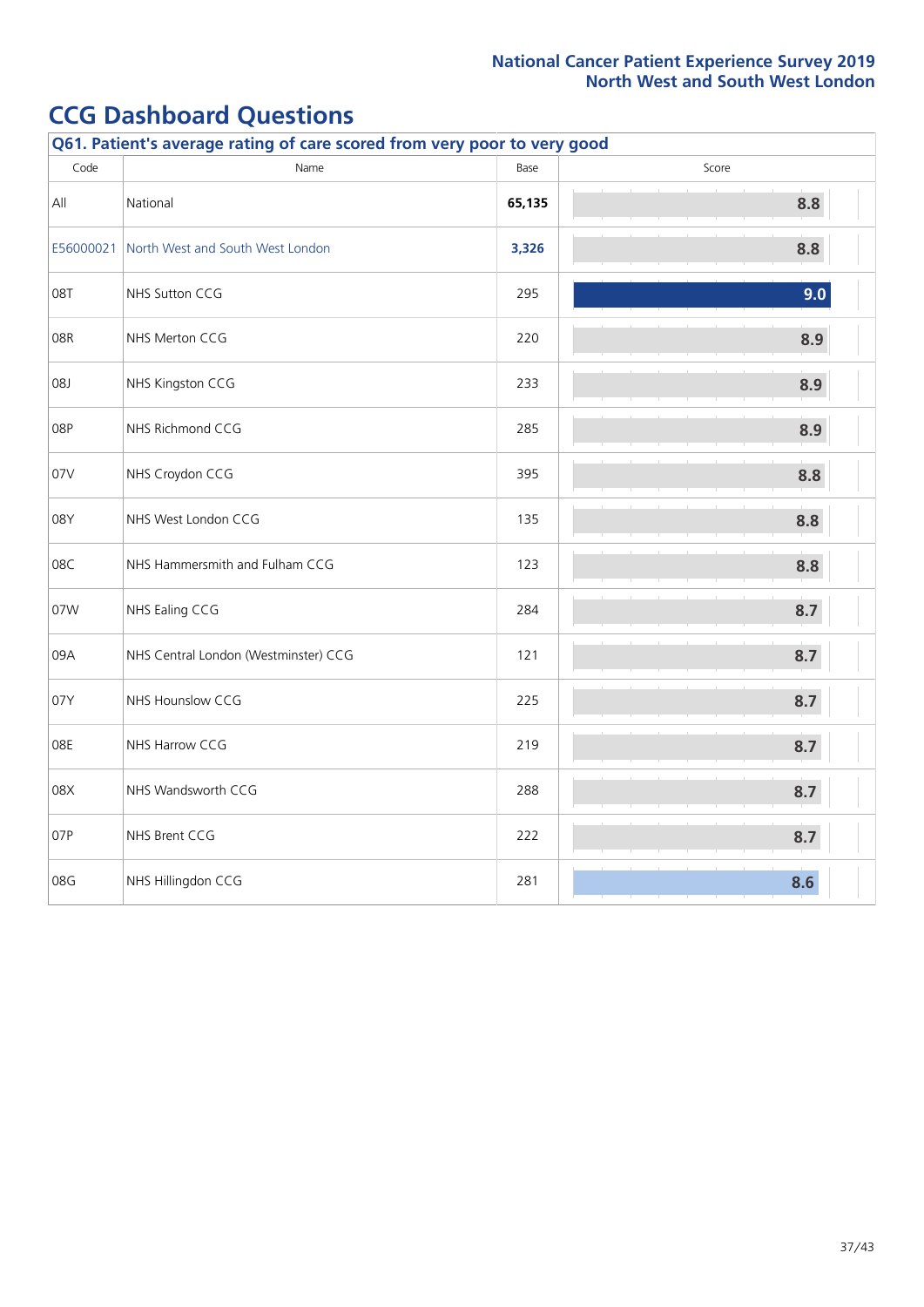# CCG Dashboard Questions

**Q61. Patient's average rating of care scored from very poor to very good**

| Code | Name | Base | Score |
|---|---|---|---|
| All | National | **65,135** | 8.8 |
| E56000021 | North West and South West London | **3,326** | 8.8 |
| 08T | NHS Sutton CCG | 295 | 9.0 |
| 08R | NHS Merton CCG | 220 | 8.9 |
| 08J | NHS Kingston CCG | 233 | 8.9 |
| 08P | NHS Richmond CCG | 285 | 8.9 |
| 07V | NHS Croydon CCG | 395 | 8.8 |
| 08Y | NHS West London CCG | 135 | 8.8 |
| 08C | NHS Hammersmith and Fulham CCG | 123 | 8.8 |
| 07W | NHS Ealing CCG | 284 | 8.7 |
| 09A | NHS Central London (Westminster) CCG | 121 | 8.7 |
| 07Y | NHS Hounslow CCG | 225 | 8.7 |
| 08E | NHS Harrow CCG | 219 | 8.7 |
| 08X | NHS Wandsworth CCG | 288 | 8.7 |
| 07P | NHS Brent CCG | 222 | 8.7 |
| 08G | NHS Hillingdon CCG | 281 | 8.6 |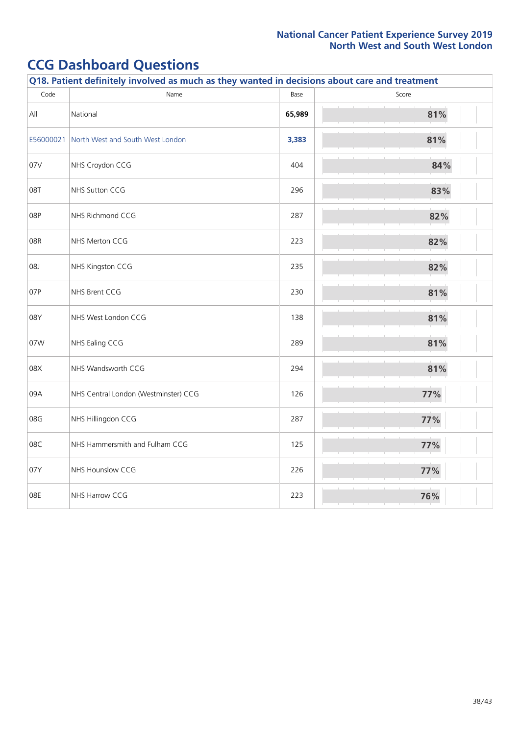## CCG Dashboard Questions

**Q18. Patient definitely involved as much as they wanted in decisions about care and treatment**

| Code | Name | Base | Score |
|---|---|---|---|
| All | National | **65,989** | **81%** |
| E56000021 | North West and South West London | **3,383** | **81%** |
| 07V | NHS Croydon CCG | 404 | **84%** |
| 08T | NHS Sutton CCG | 296 | **83%** |
| 08P | NHS Richmond CCG | 287 | **82%** |
| 08R | NHS Merton CCG | 223 | **82%** |
| 08J | NHS Kingston CCG | 235 | **82%** |
| 07P | NHS Brent CCG | 230 | **81%** |
| 08Y | NHS West London CCG | 138 | **81%** |
| 07W | NHS Ealing CCG | 289 | **81%** |
| 08X | NHS Wandsworth CCG | 294 | **81%** |
| 09A | NHS Central London (Westminster) CCG | 126 | **77%** |
| 08G | NHS Hillingdon CCG | 287 | **77%** |
| 08C | NHS Hammersmith and Fulham CCG | 125 | **77%** |
| 07Y | NHS Hounslow CCG | 226 | **77%** |
| 08E | NHS Harrow CCG | 223 | **76%** |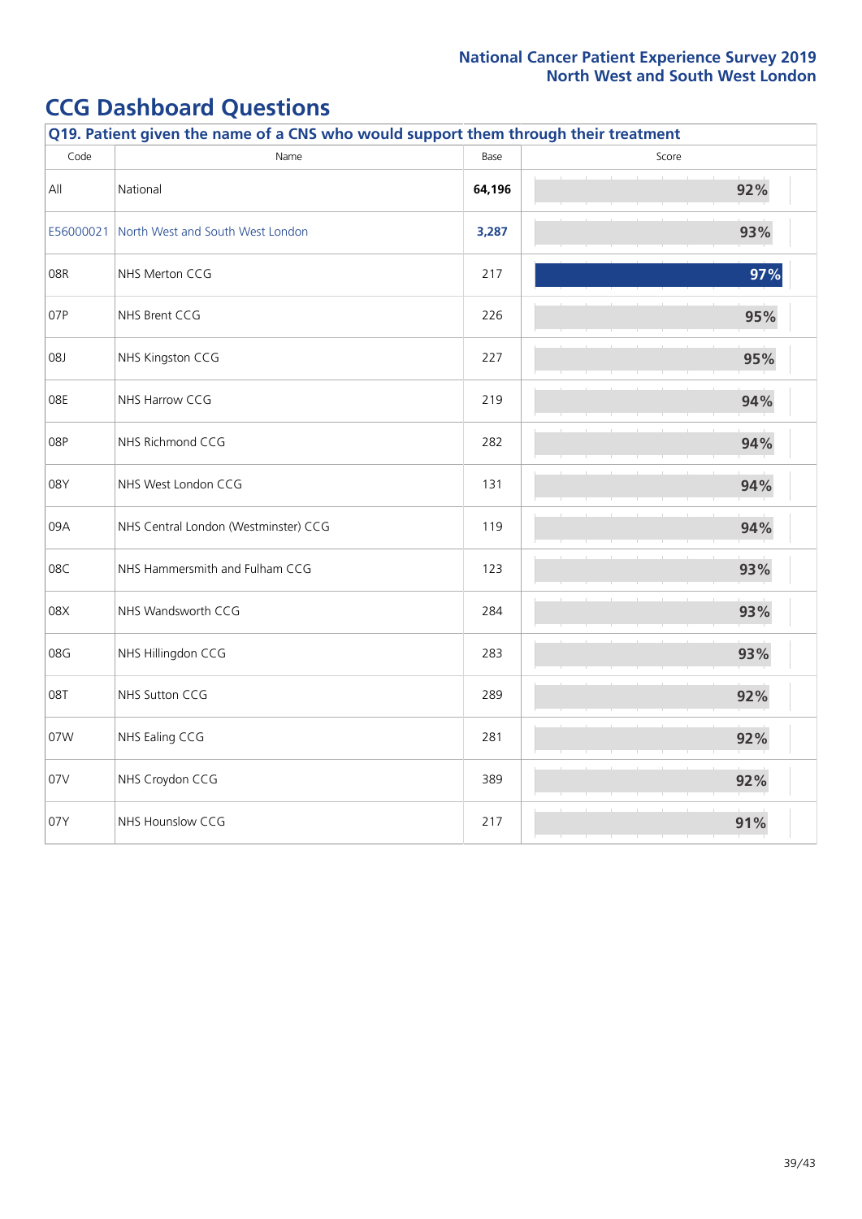# CCG Dashboard Questions

| Q19. Patient given the name of a CNS who would support them through their treatment | | | |
|---|---|---|---|
| Code | Name | Base | Score |
| All | National | **64,196** | **92%** |
| E56000021 | North West and South West London | **3,287** | **93%** |
| 08R | NHS Merton CCG | 217 | **97%** |
| 07P | NHS Brent CCG | 226 | **95%** |
| 08J | NHS Kingston CCG | 227 | **95%** |
| 08E | NHS Harrow CCG | 219 | **94%** |
| 08P | NHS Richmond CCG | 282 | **94%** |
| 08Y | NHS West London CCG | 131 | **94%** |
| 09A | NHS Central London (Westminster) CCG | 119 | **94%** |
| 08C | NHS Hammersmith and Fulham CCG | 123 | **93%** |
| 08X | NHS Wandsworth CCG | 284 | **93%** |
| 08G | NHS Hillingdon CCG | 283 | **93%** |
| 08T | NHS Sutton CCG | 289 | **92%** |
| 07W | NHS Ealing CCG | 281 | **92%** |
| 07V | NHS Croydon CCG | 389 | **92%** |
| 07Y | NHS Hounslow CCG | 217 | **91%** |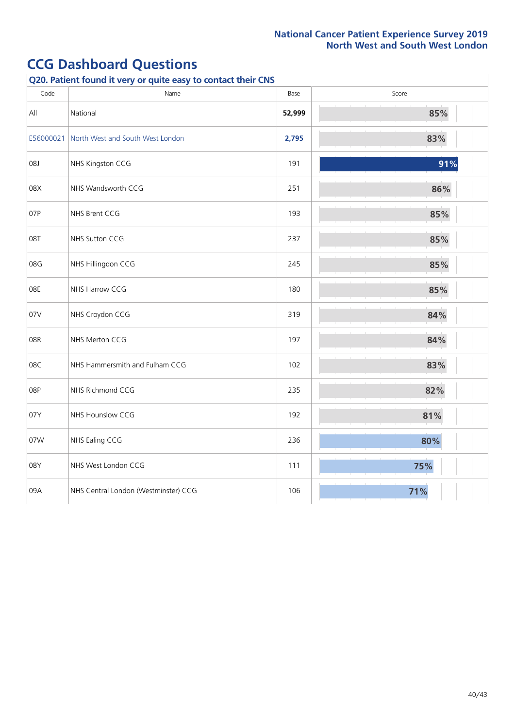# CCG Dashboard Questions

**Q20. Patient found it very or quite easy to contact their CNS**

| Code | Name | Base | Score |
|---|---|---|---|
| All | National | **52,999** | 85% |
| E56000021 | North West and South West London | **2,795** | 83% |
| 08J | NHS Kingston CCG | 191 | 91% |
| 08X | NHS Wandsworth CCG | 251 | 86% |
| 07P | NHS Brent CCG | 193 | 85% |
| 08T | NHS Sutton CCG | 237 | 85% |
| 08G | NHS Hillingdon CCG | 245 | 85% |
| 08E | NHS Harrow CCG | 180 | 85% |
| 07V | NHS Croydon CCG | 319 | 84% |
| 08R | NHS Merton CCG | 197 | 84% |
| 08C | NHS Hammersmith and Fulham CCG | 102 | 83% |
| 08P | NHS Richmond CCG | 235 | 82% |
| 07Y | NHS Hounslow CCG | 192 | 81% |
| 07W | NHS Ealing CCG | 236 | 80% |
| 08Y | NHS West London CCG | 111 | 75% |
| 09A | NHS Central London (Westminster) CCG | 106 | 71% |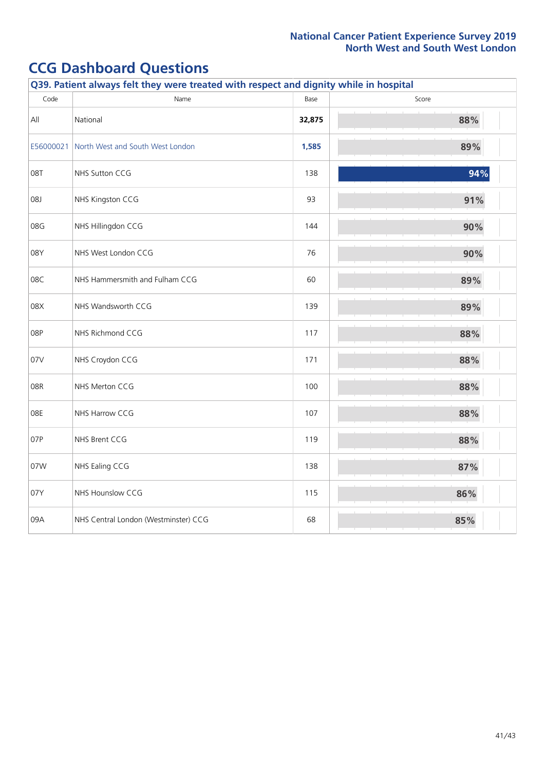## CCG Dashboard Questions

**Q39. Patient always felt they were treated with respect and dignity while in hospital**

| Code | Name | Base | Score |
|---|---|---|---|
| All | National | **32,875** | 88% |
| E56000021 | North West and South West London | **1,585** | 89% |
| 08T | NHS Sutton CCG | 138 | 94% |
| 08J | NHS Kingston CCG | 93 | 91% |
| 08G | NHS Hillingdon CCG | 144 | 90% |
| 08Y | NHS West London CCG | 76 | 90% |
| 08C | NHS Hammersmith and Fulham CCG | 60 | 89% |
| 08X | NHS Wandsworth CCG | 139 | 89% |
| 08P | NHS Richmond CCG | 117 | 88% |
| 07V | NHS Croydon CCG | 171 | 88% |
| 08R | NHS Merton CCG | 100 | 88% |
| 08E | NHS Harrow CCG | 107 | 88% |
| 07P | NHS Brent CCG | 119 | 88% |
| 07W | NHS Ealing CCG | 138 | 87% |
| 07Y | NHS Hounslow CCG | 115 | 86% |
| 09A | NHS Central London (Westminster) CCG | 68 | 85% |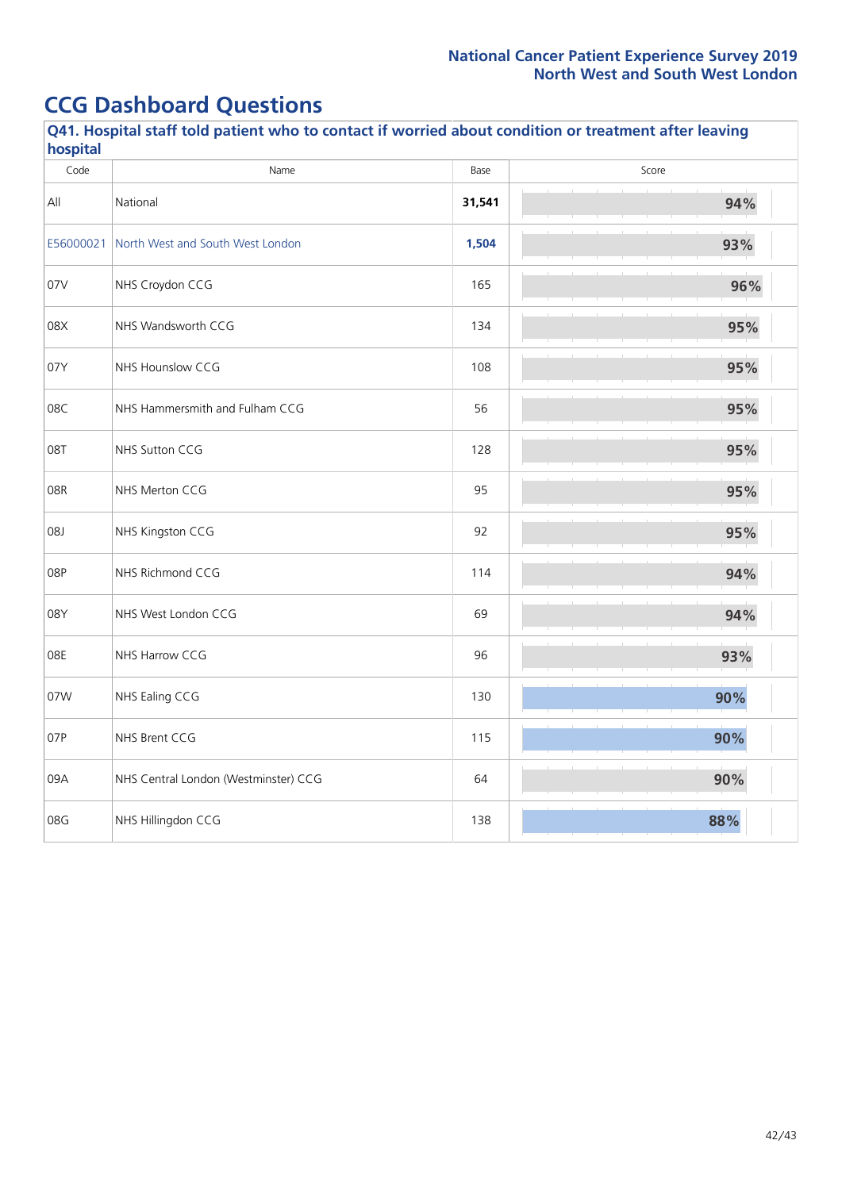## CCG Dashboard Questions

**Q41. Hospital staff told patient who to contact if worried about condition or treatment after leaving hospital**

| Code | Name | Base | Score |
|---|---|---|---|
| All | National | **31,541** | 94% |
| E56000021 | North West and South West London | **1,504** | 93% |
| 07V | NHS Croydon CCG | 165 | 96% |
| 08X | NHS Wandsworth CCG | 134 | 95% |
| 07Y | NHS Hounslow CCG | 108 | 95% |
| 08C | NHS Hammersmith and Fulham CCG | 56 | 95% |
| 08T | NHS Sutton CCG | 128 | 95% |
| 08R | NHS Merton CCG | 95 | 95% |
| 08J | NHS Kingston CCG | 92 | 95% |
| 08P | NHS Richmond CCG | 114 | 94% |
| 08Y | NHS West London CCG | 69 | 94% |
| 08E | NHS Harrow CCG | 96 | 93% |
| 07W | NHS Ealing CCG | 130 | 90% |
| 07P | NHS Brent CCG | 115 | 90% |
| 09A | NHS Central London (Westminster) CCG | 64 | 90% |
| 08G | NHS Hillingdon CCG | 138 | 88% |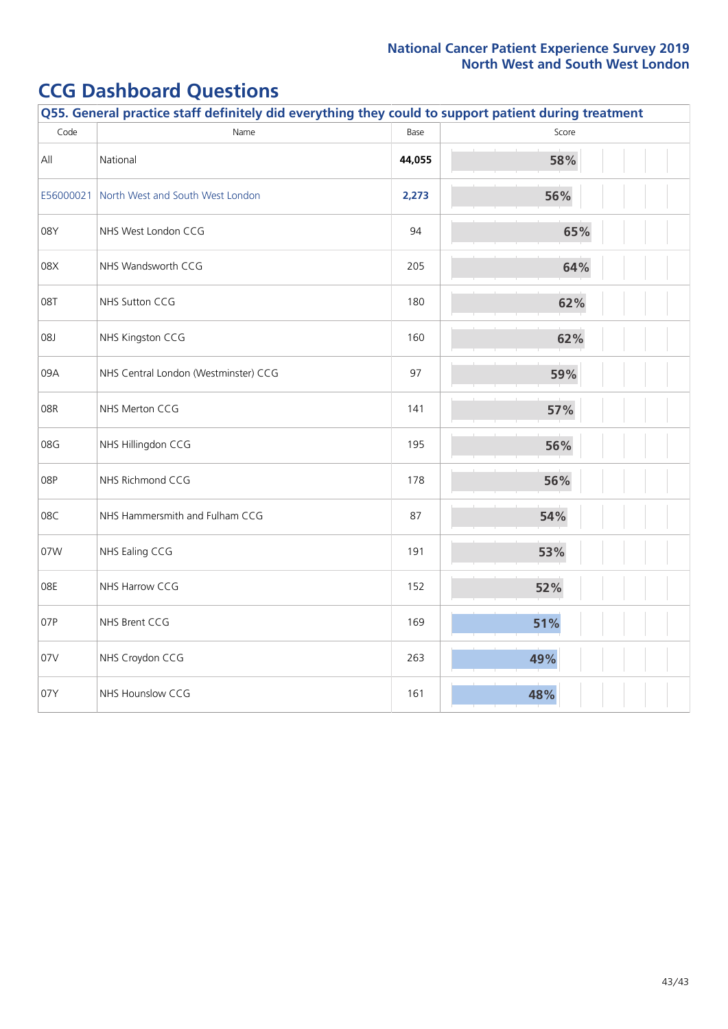# CCG Dashboard Questions

**Q55. General practice staff definitely did everything they could to support patient during treatment**

| Code | Name | Base | Score |
|---|---|---|---|
| All | National | **44,055** | 58% |
| E56000021 | North West and South West London | **2,273** | 56% |
| 08Y | NHS West London CCG | 94 | 65% |
| 08X | NHS Wandsworth CCG | 205 | 64% |
| 08T | NHS Sutton CCG | 180 | 62% |
| 08J | NHS Kingston CCG | 160 | 62% |
| 09A | NHS Central London (Westminster) CCG | 97 | 59% |
| 08R | NHS Merton CCG | 141 | 57% |
| 08G | NHS Hillingdon CCG | 195 | 56% |
| 08P | NHS Richmond CCG | 178 | 56% |
| 08C | NHS Hammersmith and Fulham CCG | 87 | 54% |
| 07W | NHS Ealing CCG | 191 | 53% |
| 08E | NHS Harrow CCG | 152 | 52% |
| 07P | NHS Brent CCG | 169 | 51% |
| 07V | NHS Croydon CCG | 263 | 49% |
| 07Y | NHS Hounslow CCG | 161 | 48% |